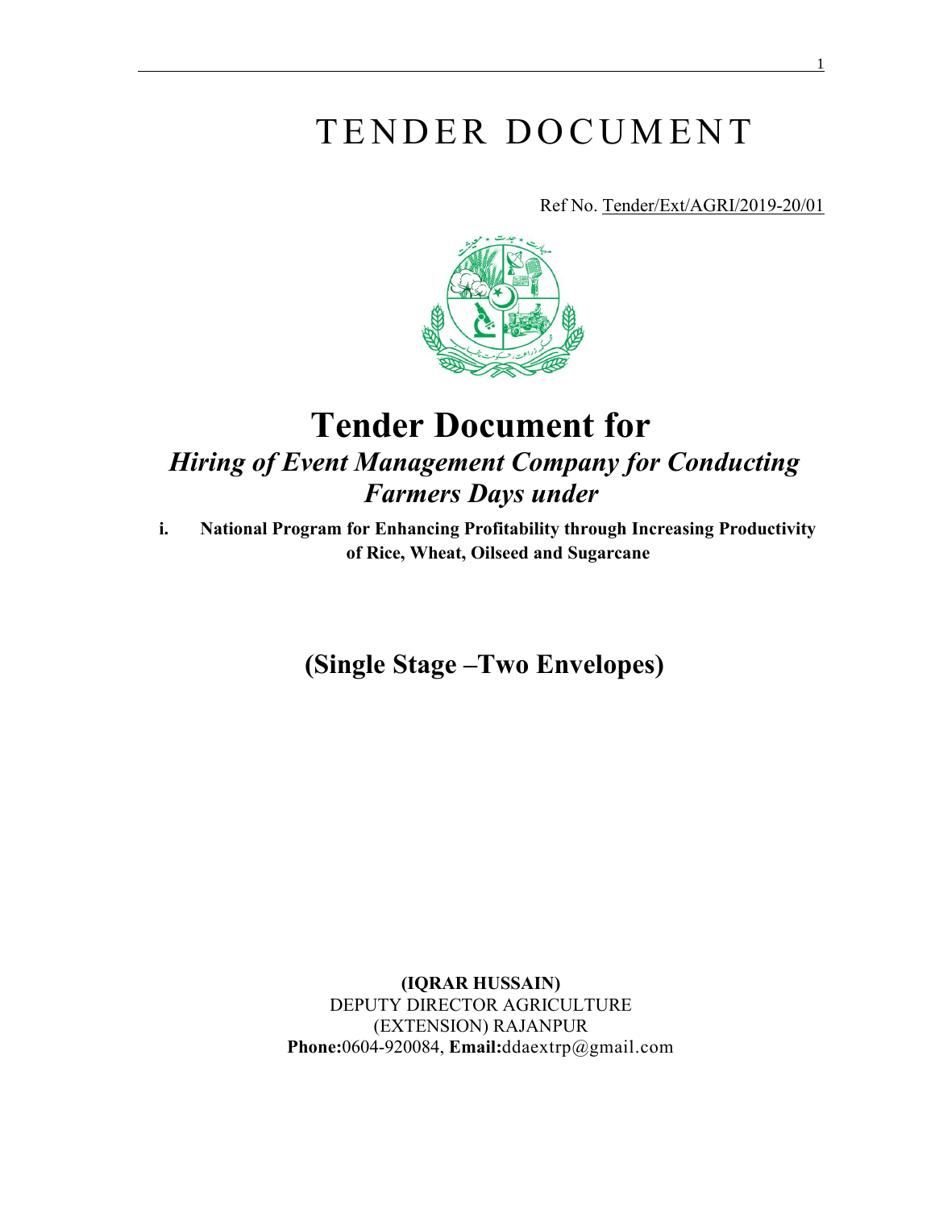# TENDER DOCUMENT

Ref No. Tender/Ext/AGRI/2019-20/01

# Tender Document for

## *Hiring of Event Management Company for Conducting Farmers Days under*

**i. National Program for Enhancing Profitability through Increasing Productivity of Rice, Wheat, Oilseed and Sugarcane**

## (Single Stage –Two Envelopes)

**(IQRAR HUSSAIN)**
DEPUTY DIRECTOR AGRICULTURE
(EXTENSION) RAJANPUR
**Phone:**0604-920084, **Email:**ddaextrp@gmail.com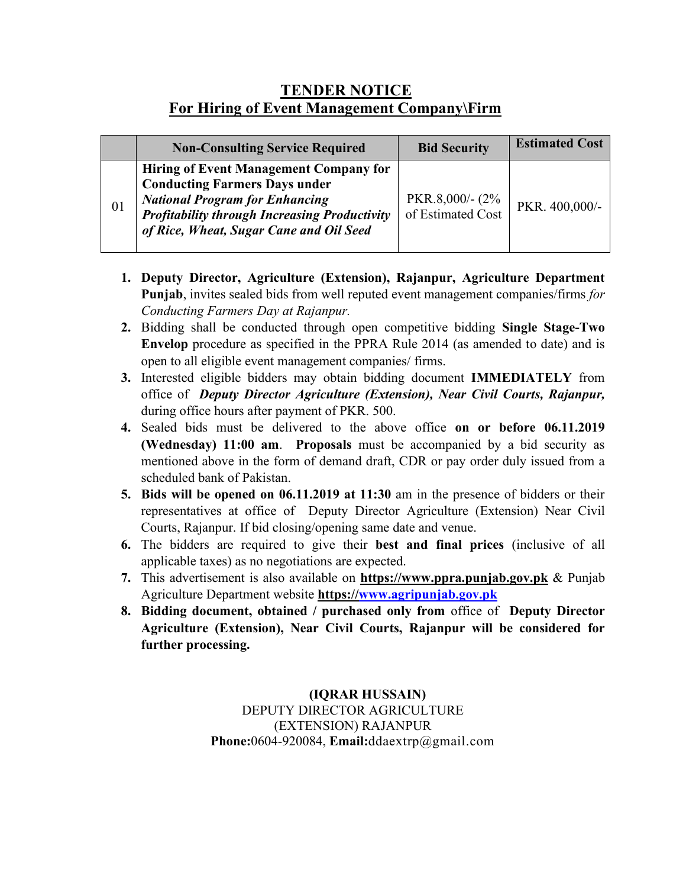# TENDER NOTICE
## For Hiring of Event Management Company\Firm

| | Non-Consulting Service Required | Bid Security | Estimated Cost |
|---|---|---|---|
| 01 | **Hiring of Event Management Company for Conducting Farmers Days under** ***National Program for Enhancing Profitability through Increasing Productivity of Rice, Wheat, Sugar Cane and Oil Seed*** | PKR.8,000/- (2% of Estimated Cost | PKR. 400,000/- |

1. **Deputy Director, Agriculture (Extension), Rajanpur, Agriculture Department Punjab**, invites sealed bids from well reputed event management companies/firms *for Conducting Farmers Day at Rajanpur.*
2. Bidding shall be conducted through open competitive bidding **Single Stage-Two Envelop** procedure as specified in the PPRA Rule 2014 (as amended to date) and is open to all eligible event management companies/ firms.
3. Interested eligible bidders may obtain bidding document **IMMEDIATELY** from office of ***Deputy Director Agriculture (Extension), Near Civil Courts, Rajanpur,*** during office hours after payment of PKR. 500.
4. Sealed bids must be delivered to the above office **on or before 06.11.2019 (Wednesday) 11:00 am**. **Proposals** must be accompanied by a bid security as mentioned above in the form of demand draft, CDR or pay order duly issued from a scheduled bank of Pakistan.
5. **Bids will be opened on 06.11.2019 at 11:30** am in the presence of bidders or their representatives at office of Deputy Director Agriculture (Extension) Near Civil Courts, Rajanpur. If bid closing/opening same date and venue.
6. The bidders are required to give their **best and final prices** (inclusive of all applicable taxes) as no negotiations are expected.
7. This advertisement is also available on **https://www.ppra.punjab.gov.pk** & Punjab Agriculture Department website **https://www.agripunjab.gov.pk**
8. **Bidding document, obtained / purchased only from** office of **Deputy Director Agriculture (Extension), Near Civil Courts, Rajanpur will be considered for further processing.**

**(IQRAR HUSSAIN)**
DEPUTY DIRECTOR AGRICULTURE
(EXTENSION) RAJANPUR
**Phone:**0604-920084, **Email:**ddaextrp@gmail.com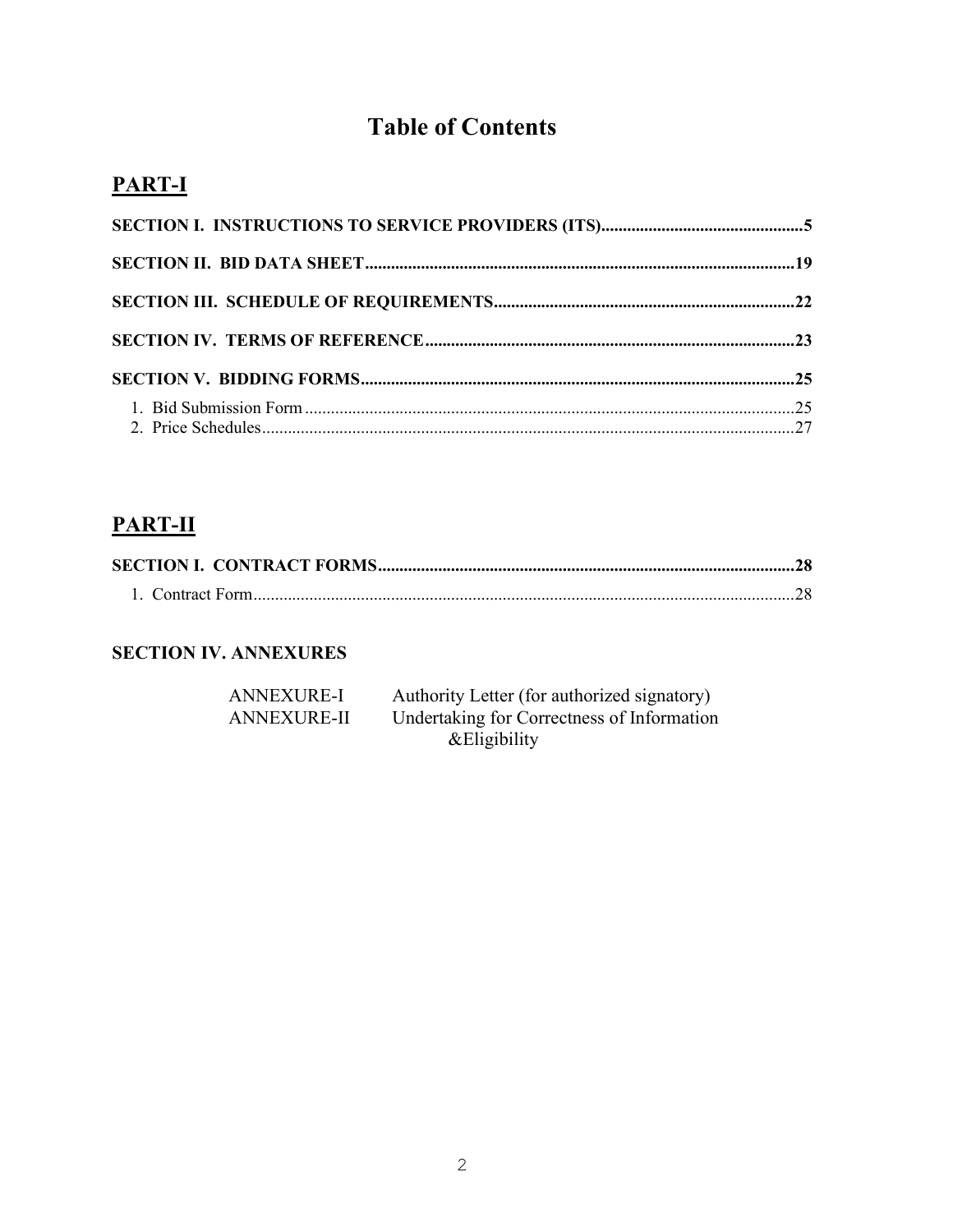# Table of Contents

## PART-I

**SECTION I. INSTRUCTIONS TO SERVICE PROVIDERS (ITS)...............................................5**

**SECTION II. BID DATA SHEET...................................................................................................19**

**SECTION III. SCHEDULE OF REQUIREMENTS.....................................................................22**

**SECTION IV. TERMS OF REFERENCE.....................................................................................23**

**SECTION V. BIDDING FORMS....................................................................................................25**

1. Bid Submission Form.................................................................................................................25
2. Price Schedules...........................................................................................................................27

## PART-II

**SECTION I. CONTRACT FORMS................................................................................................28**

1. Contract Form.............................................................................................................................28

**SECTION IV. ANNEXURES**

| | |
|---|---|
| ANNEXURE-I | Authority Letter (for authorized signatory) |
| ANNEXURE-II | Undertaking for Correctness of Information &Eligibility |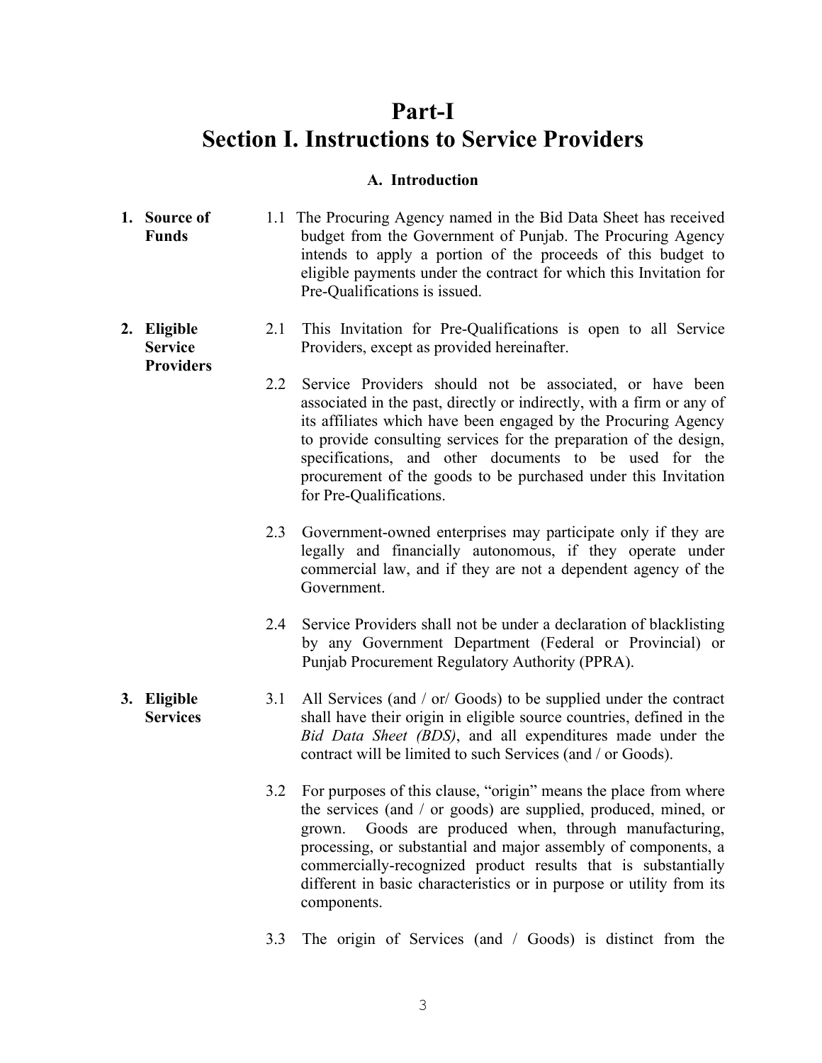# Part-I
# Section I. Instructions to Service Providers

### A. Introduction

**1. Source of Funds**

1.1 The Procuring Agency named in the Bid Data Sheet has received budget from the Government of Punjab. The Procuring Agency intends to apply a portion of the proceeds of this budget to eligible payments under the contract for which this Invitation for Pre-Qualifications is issued.

**2. Eligible Service Providers**

2.1 This Invitation for Pre-Qualifications is open to all Service Providers, except as provided hereinafter.

2.2 Service Providers should not be associated, or have been associated in the past, directly or indirectly, with a firm or any of its affiliates which have been engaged by the Procuring Agency to provide consulting services for the preparation of the design, specifications, and other documents to be used for the procurement of the goods to be purchased under this Invitation for Pre-Qualifications.

2.3 Government-owned enterprises may participate only if they are legally and financially autonomous, if they operate under commercial law, and if they are not a dependent agency of the Government.

2.4 Service Providers shall not be under a declaration of blacklisting by any Government Department (Federal or Provincial) or Punjab Procurement Regulatory Authority (PPRA).

**3. Eligible Services**

3.1 All Services (and / or/ Goods) to be supplied under the contract shall have their origin in eligible source countries, defined in the *Bid Data Sheet (BDS)*, and all expenditures made under the contract will be limited to such Services (and / or Goods).

3.2 For purposes of this clause, "origin" means the place from where the services (and / or goods) are supplied, produced, mined, or grown. Goods are produced when, through manufacturing, processing, or substantial and major assembly of components, a commercially-recognized product results that is substantially different in basic characteristics or in purpose or utility from its components.

3.3 The origin of Services (and / Goods) is distinct from the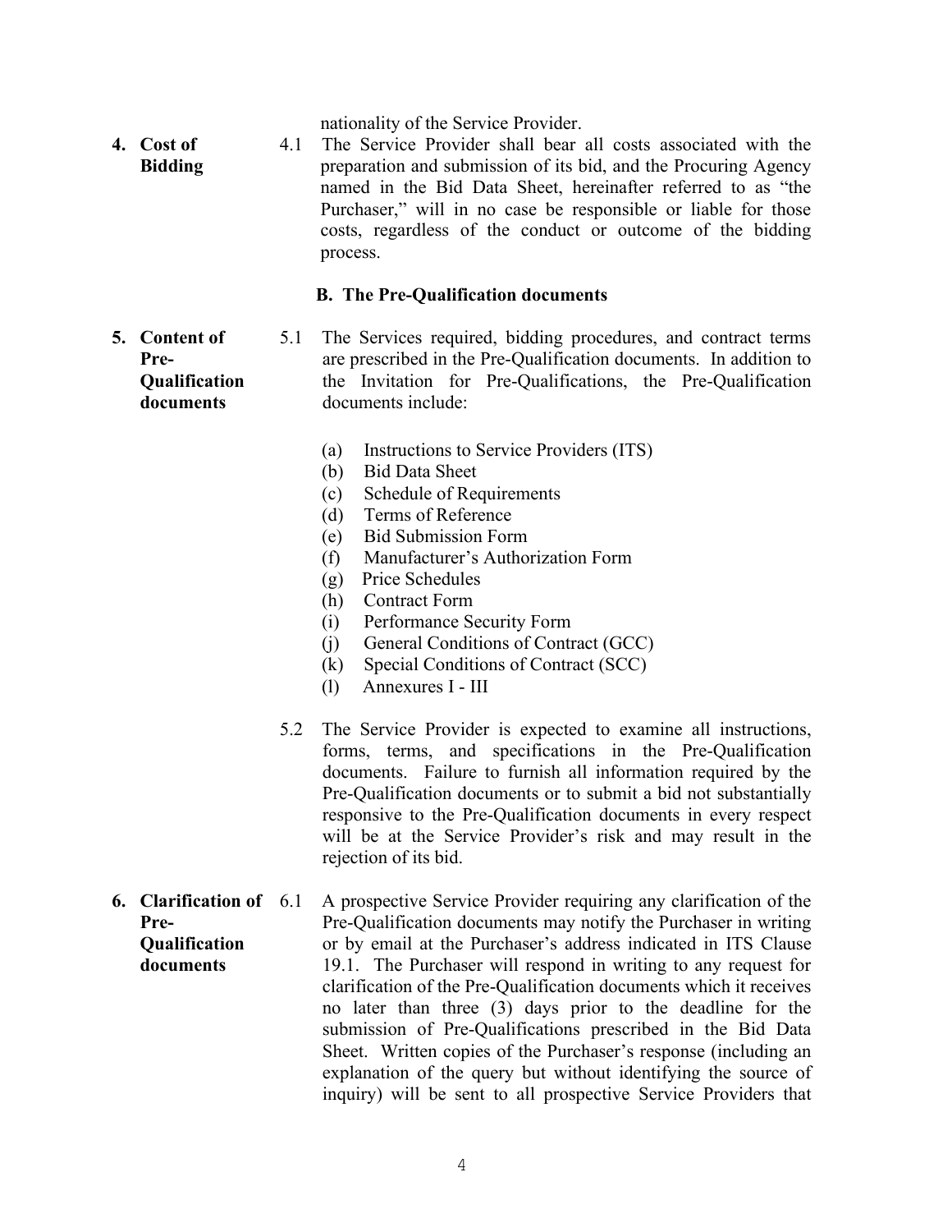nationality of the Service Provider.

**4. Cost of Bidding**

4.1 The Service Provider shall bear all costs associated with the preparation and submission of its bid, and the Procuring Agency named in the Bid Data Sheet, hereinafter referred to as "the Purchaser," will in no case be responsible or liable for those costs, regardless of the conduct or outcome of the bidding process.

## B. The Pre-Qualification documents

**5. Content of Pre-Qualification documents**

5.1 The Services required, bidding procedures, and contract terms are prescribed in the Pre-Qualification documents. In addition to the Invitation for Pre-Qualifications, the Pre-Qualification documents include:

- (a) Instructions to Service Providers (ITS)
- (b) Bid Data Sheet
- (c) Schedule of Requirements
- (d) Terms of Reference
- (e) Bid Submission Form
- (f) Manufacturer's Authorization Form
- (g) Price Schedules
- (h) Contract Form
- (i) Performance Security Form
- (j) General Conditions of Contract (GCC)
- (k) Special Conditions of Contract (SCC)
- (l) Annexures I - III

5.2 The Service Provider is expected to examine all instructions, forms, terms, and specifications in the Pre-Qualification documents. Failure to furnish all information required by the Pre-Qualification documents or to submit a bid not substantially responsive to the Pre-Qualification documents in every respect will be at the Service Provider's risk and may result in the rejection of its bid.

**6. Clarification of Pre-Qualification documents**

6.1 A prospective Service Provider requiring any clarification of the Pre-Qualification documents may notify the Purchaser in writing or by email at the Purchaser's address indicated in ITS Clause 19.1. The Purchaser will respond in writing to any request for clarification of the Pre-Qualification documents which it receives no later than three (3) days prior to the deadline for the submission of Pre-Qualifications prescribed in the Bid Data Sheet. Written copies of the Purchaser's response (including an explanation of the query but without identifying the source of inquiry) will be sent to all prospective Service Providers that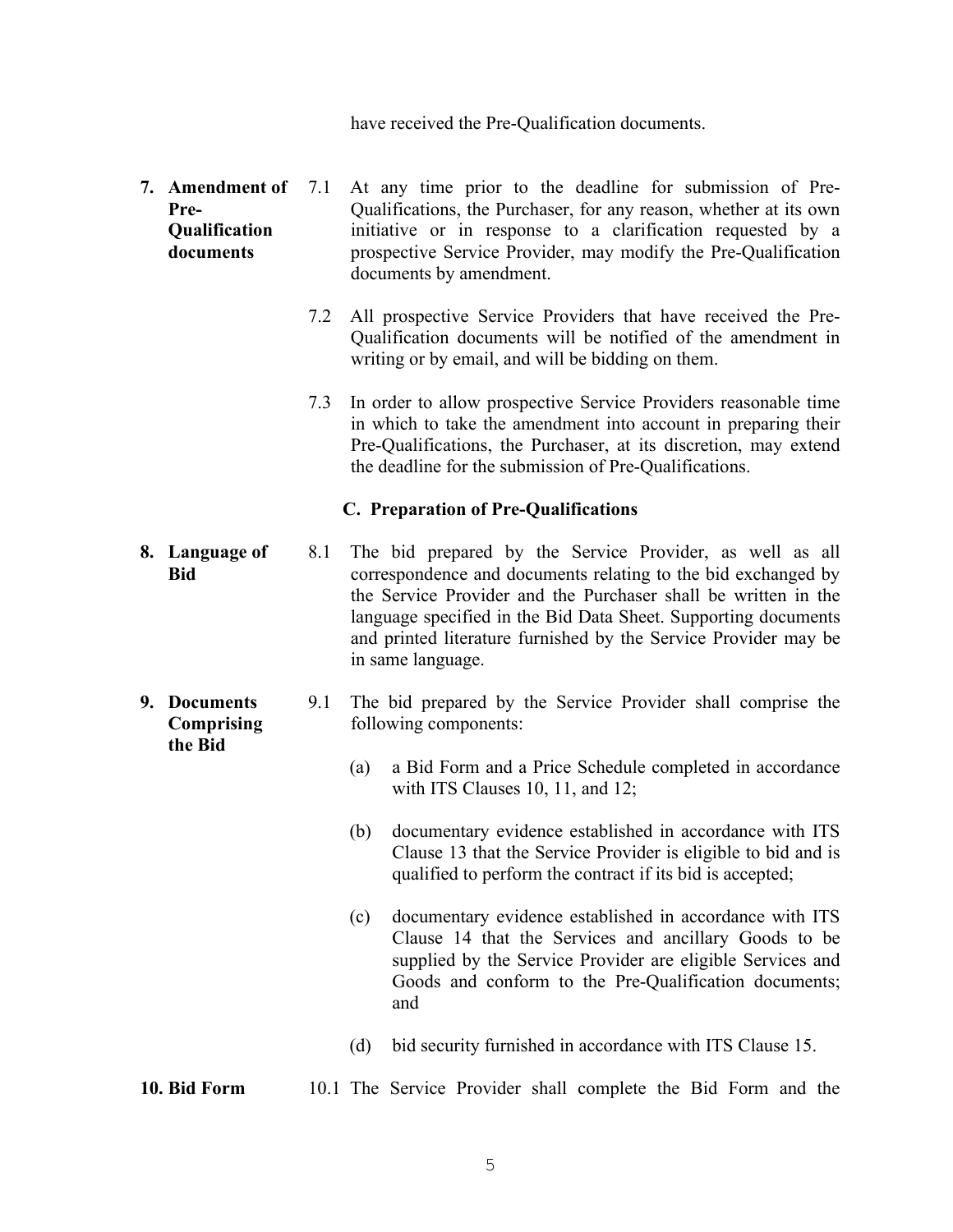have received the Pre-Qualification documents.

**7. Amendment of Pre-Qualification documents**

7.1 At any time prior to the deadline for submission of Pre-Qualifications, the Purchaser, for any reason, whether at its own initiative or in response to a clarification requested by a prospective Service Provider, may modify the Pre-Qualification documents by amendment.

7.2 All prospective Service Providers that have received the Pre-Qualification documents will be notified of the amendment in writing or by email, and will be bidding on them.

7.3 In order to allow prospective Service Providers reasonable time in which to take the amendment into account in preparing their Pre-Qualifications, the Purchaser, at its discretion, may extend the deadline for the submission of Pre-Qualifications.

### C. Preparation of Pre-Qualifications

**8. Language of Bid**

8.1 The bid prepared by the Service Provider, as well as all correspondence and documents relating to the bid exchanged by the Service Provider and the Purchaser shall be written in the language specified in the Bid Data Sheet. Supporting documents and printed literature furnished by the Service Provider may be in same language.

**9. Documents Comprising the Bid**

9.1 The bid prepared by the Service Provider shall comprise the following components:

(a) a Bid Form and a Price Schedule completed in accordance with ITS Clauses 10, 11, and 12;

(b) documentary evidence established in accordance with ITS Clause 13 that the Service Provider is eligible to bid and is qualified to perform the contract if its bid is accepted;

(c) documentary evidence established in accordance with ITS Clause 14 that the Services and ancillary Goods to be supplied by the Service Provider are eligible Services and Goods and conform to the Pre-Qualification documents; and

(d) bid security furnished in accordance with ITS Clause 15.

**10. Bid Form**

10.1 The Service Provider shall complete the Bid Form and the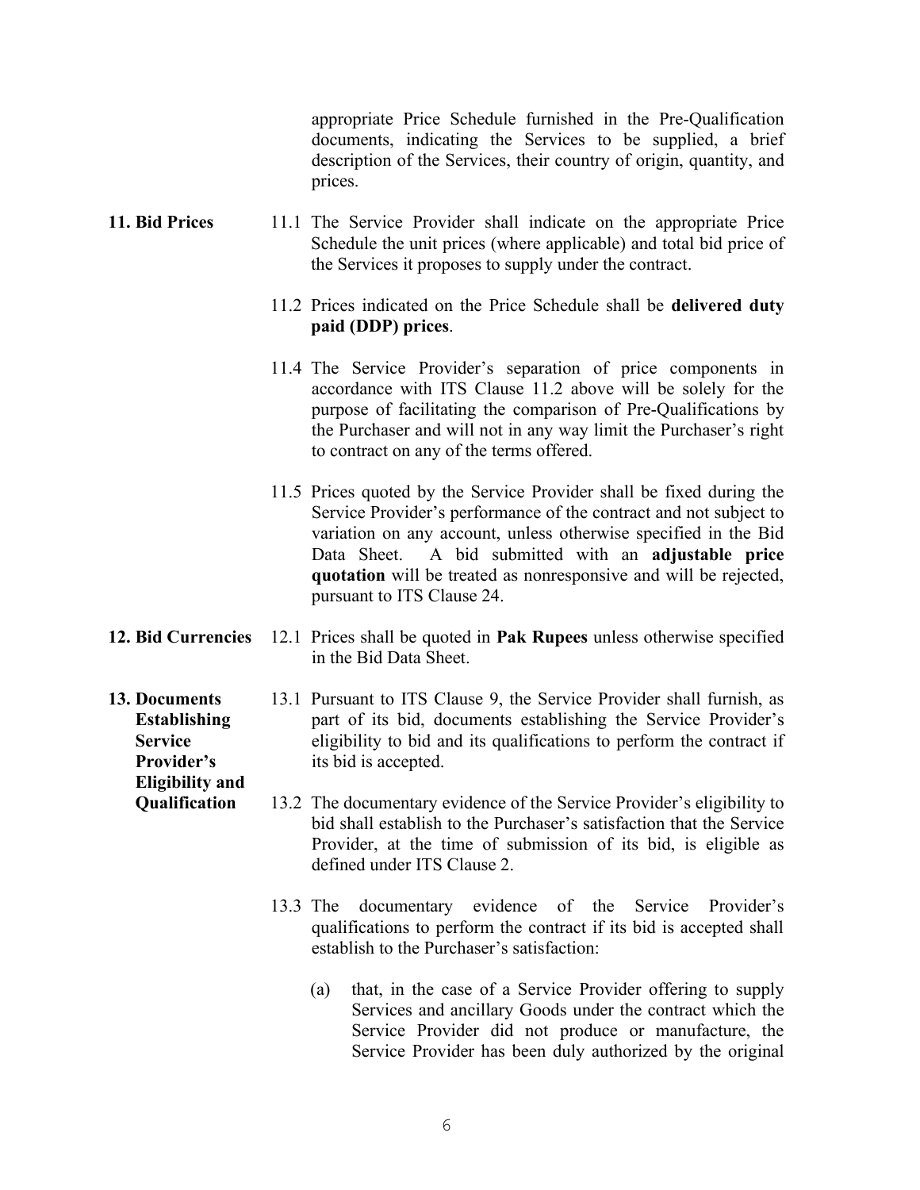appropriate Price Schedule furnished in the Pre-Qualification documents, indicating the Services to be supplied, a brief description of the Services, their country of origin, quantity, and prices.

**11. Bid Prices**

11.1 The Service Provider shall indicate on the appropriate Price Schedule the unit prices (where applicable) and total bid price of the Services it proposes to supply under the contract.

11.2 Prices indicated on the Price Schedule shall be **delivered duty paid (DDP) prices**.

11.4 The Service Provider's separation of price components in accordance with ITS Clause 11.2 above will be solely for the purpose of facilitating the comparison of Pre-Qualifications by the Purchaser and will not in any way limit the Purchaser's right to contract on any of the terms offered.

11.5 Prices quoted by the Service Provider shall be fixed during the Service Provider's performance of the contract and not subject to variation on any account, unless otherwise specified in the Bid Data Sheet. A bid submitted with an **adjustable price quotation** will be treated as nonresponsive and will be rejected, pursuant to ITS Clause 24.

**12. Bid Currencies**

12.1 Prices shall be quoted in **Pak Rupees** unless otherwise specified in the Bid Data Sheet.

**13. Documents Establishing Service Provider's Eligibility and Qualification**

13.1 Pursuant to ITS Clause 9, the Service Provider shall furnish, as part of its bid, documents establishing the Service Provider's eligibility to bid and its qualifications to perform the contract if its bid is accepted.

13.2 The documentary evidence of the Service Provider's eligibility to bid shall establish to the Purchaser's satisfaction that the Service Provider, at the time of submission of its bid, is eligible as defined under ITS Clause 2.

13.3 The documentary evidence of the Service Provider's qualifications to perform the contract if its bid is accepted shall establish to the Purchaser's satisfaction:

(a) that, in the case of a Service Provider offering to supply Services and ancillary Goods under the contract which the Service Provider did not produce or manufacture, the Service Provider has been duly authorized by the original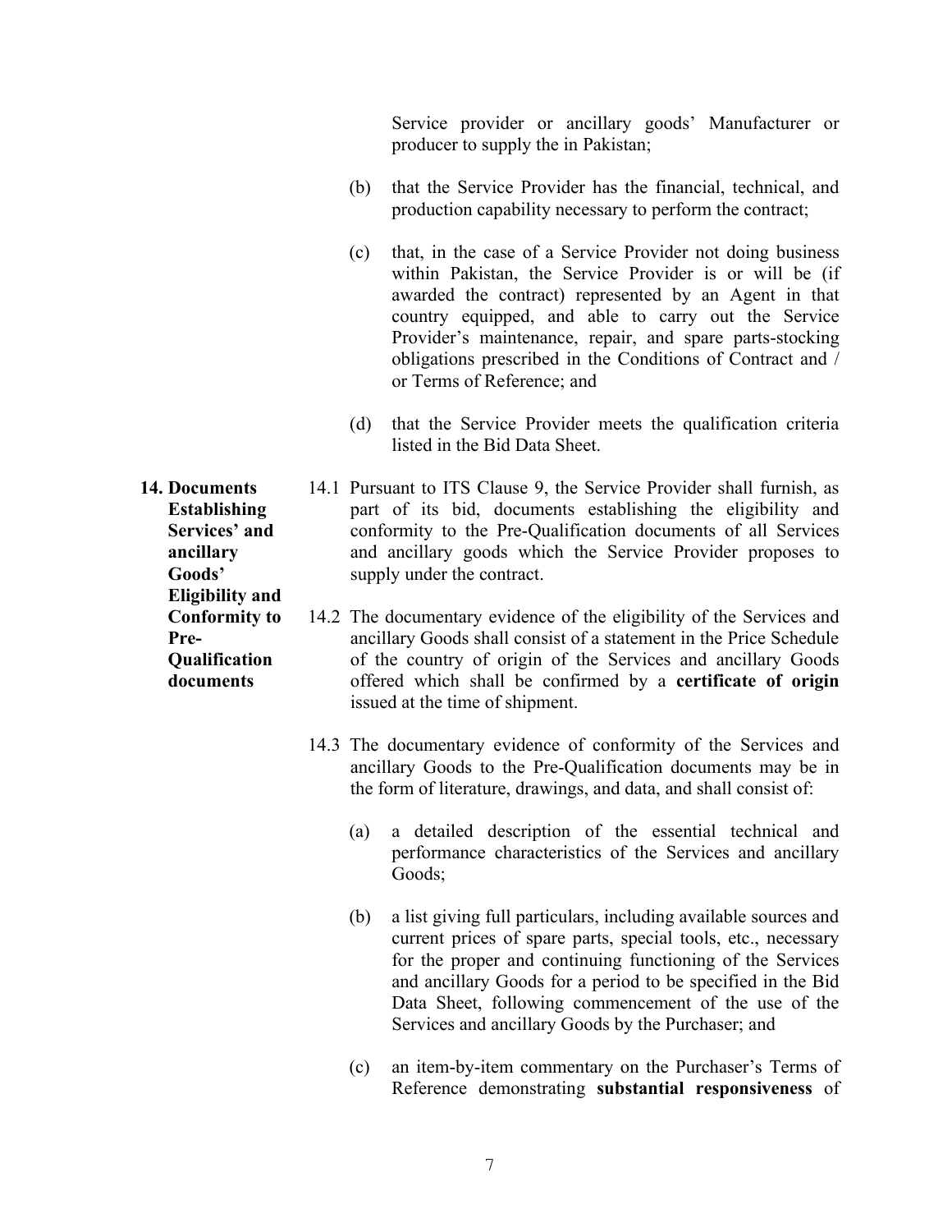Service provider or ancillary goods' Manufacturer or producer to supply the in Pakistan;

(b) that the Service Provider has the financial, technical, and production capability necessary to perform the contract;

(c) that, in the case of a Service Provider not doing business within Pakistan, the Service Provider is or will be (if awarded the contract) represented by an Agent in that country equipped, and able to carry out the Service Provider's maintenance, repair, and spare parts-stocking obligations prescribed in the Conditions of Contract and / or Terms of Reference; and

(d) that the Service Provider meets the qualification criteria listed in the Bid Data Sheet.

**14. Documents Establishing Services' and ancillary Goods' Eligibility and Conformity to Pre-Qualification documents**

14.1 Pursuant to ITS Clause 9, the Service Provider shall furnish, as part of its bid, documents establishing the eligibility and conformity to the Pre-Qualification documents of all Services and ancillary goods which the Service Provider proposes to supply under the contract.

14.2 The documentary evidence of the eligibility of the Services and ancillary Goods shall consist of a statement in the Price Schedule of the country of origin of the Services and ancillary Goods offered which shall be confirmed by a **certificate of origin** issued at the time of shipment.

14.3 The documentary evidence of conformity of the Services and ancillary Goods to the Pre-Qualification documents may be in the form of literature, drawings, and data, and shall consist of:

(a) a detailed description of the essential technical and performance characteristics of the Services and ancillary Goods;

(b) a list giving full particulars, including available sources and current prices of spare parts, special tools, etc., necessary for the proper and continuing functioning of the Services and ancillary Goods for a period to be specified in the Bid Data Sheet, following commencement of the use of the Services and ancillary Goods by the Purchaser; and

(c) an item-by-item commentary on the Purchaser's Terms of Reference demonstrating **substantial responsiveness** of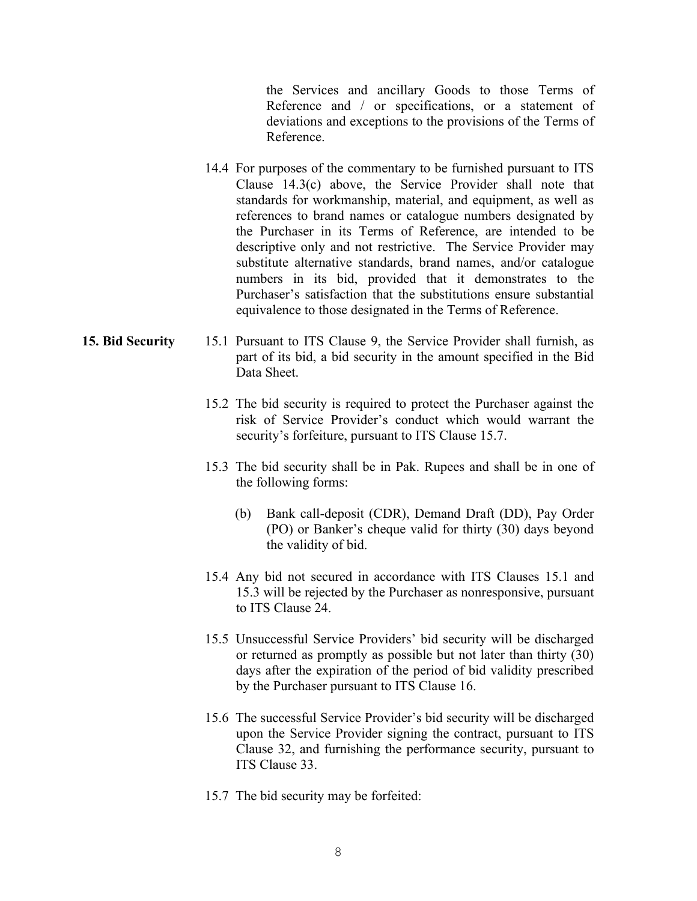the Services and ancillary Goods to those Terms of Reference and / or specifications, or a statement of deviations and exceptions to the provisions of the Terms of Reference.

14.4 For purposes of the commentary to be furnished pursuant to ITS Clause 14.3(c) above, the Service Provider shall note that standards for workmanship, material, and equipment, as well as references to brand names or catalogue numbers designated by the Purchaser in its Terms of Reference, are intended to be descriptive only and not restrictive. The Service Provider may substitute alternative standards, brand names, and/or catalogue numbers in its bid, provided that it demonstrates to the Purchaser's satisfaction that the substitutions ensure substantial equivalence to those designated in the Terms of Reference.

**15. Bid Security**

15.1 Pursuant to ITS Clause 9, the Service Provider shall furnish, as part of its bid, a bid security in the amount specified in the Bid Data Sheet.

15.2 The bid security is required to protect the Purchaser against the risk of Service Provider's conduct which would warrant the security's forfeiture, pursuant to ITS Clause 15.7.

15.3 The bid security shall be in Pak. Rupees and shall be in one of the following forms:

(b) Bank call-deposit (CDR), Demand Draft (DD), Pay Order (PO) or Banker's cheque valid for thirty (30) days beyond the validity of bid.

15.4 Any bid not secured in accordance with ITS Clauses 15.1 and 15.3 will be rejected by the Purchaser as nonresponsive, pursuant to ITS Clause 24.

15.5 Unsuccessful Service Providers' bid security will be discharged or returned as promptly as possible but not later than thirty (30) days after the expiration of the period of bid validity prescribed by the Purchaser pursuant to ITS Clause 16.

15.6 The successful Service Provider's bid security will be discharged upon the Service Provider signing the contract, pursuant to ITS Clause 32, and furnishing the performance security, pursuant to ITS Clause 33.

15.7 The bid security may be forfeited: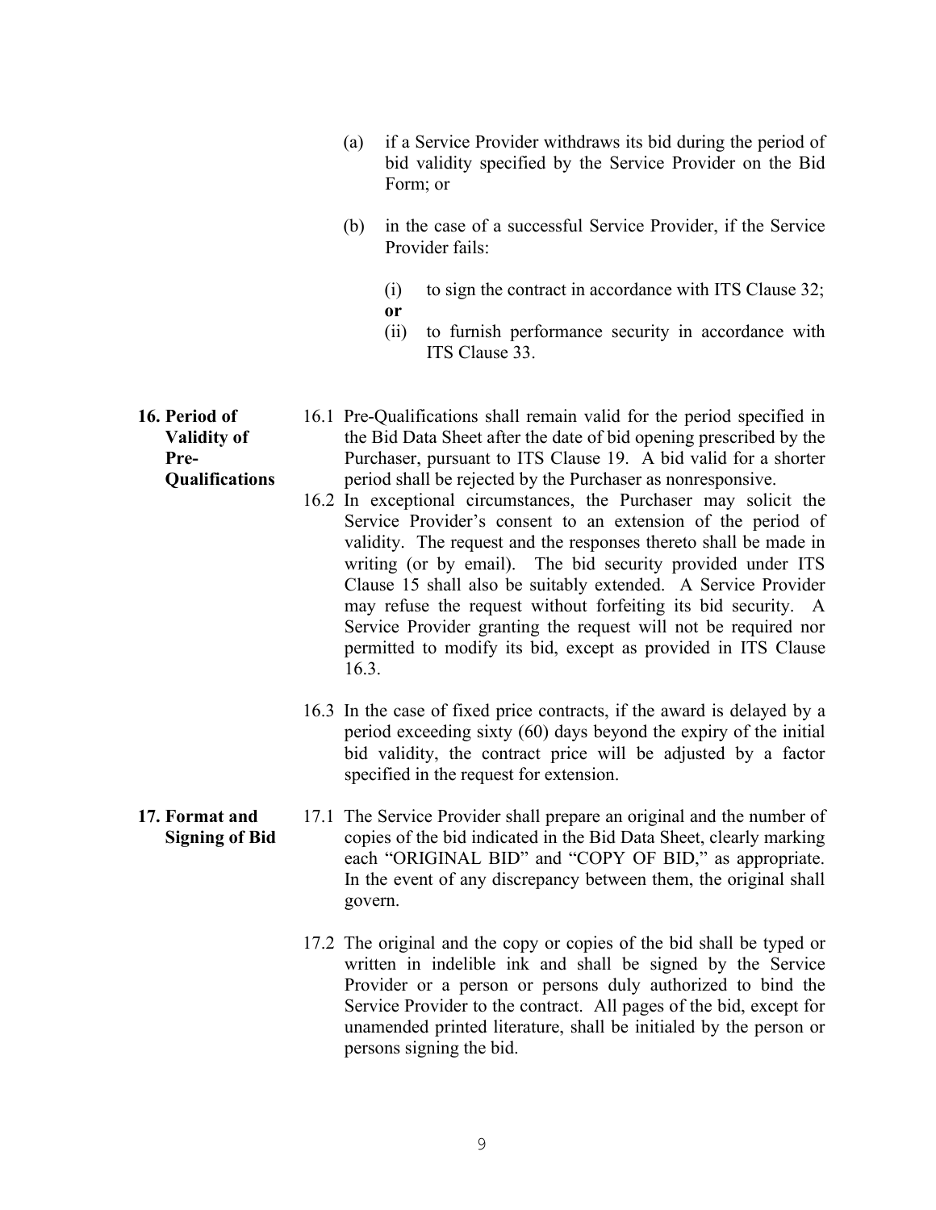(a) if a Service Provider withdraws its bid during the period of bid validity specified by the Service Provider on the Bid Form; or

(b) in the case of a successful Service Provider, if the Service Provider fails:

(i) to sign the contract in accordance with ITS Clause 32; **or**

(ii) to furnish performance security in accordance with ITS Clause 33.

**16. Period of Validity of Pre-Qualifications**

16.1 Pre-Qualifications shall remain valid for the period specified in the Bid Data Sheet after the date of bid opening prescribed by the Purchaser, pursuant to ITS Clause 19. A bid valid for a shorter period shall be rejected by the Purchaser as nonresponsive.

16.2 In exceptional circumstances, the Purchaser may solicit the Service Provider's consent to an extension of the period of validity. The request and the responses thereto shall be made in writing (or by email). The bid security provided under ITS Clause 15 shall also be suitably extended. A Service Provider may refuse the request without forfeiting its bid security. A Service Provider granting the request will not be required nor permitted to modify its bid, except as provided in ITS Clause 16.3.

16.3 In the case of fixed price contracts, if the award is delayed by a period exceeding sixty (60) days beyond the expiry of the initial bid validity, the contract price will be adjusted by a factor specified in the request for extension.

**17. Format and Signing of Bid**

17.1 The Service Provider shall prepare an original and the number of copies of the bid indicated in the Bid Data Sheet, clearly marking each "ORIGINAL BID" and "COPY OF BID," as appropriate. In the event of any discrepancy between them, the original shall govern.

17.2 The original and the copy or copies of the bid shall be typed or written in indelible ink and shall be signed by the Service Provider or a person or persons duly authorized to bind the Service Provider to the contract. All pages of the bid, except for unamended printed literature, shall be initialed by the person or persons signing the bid.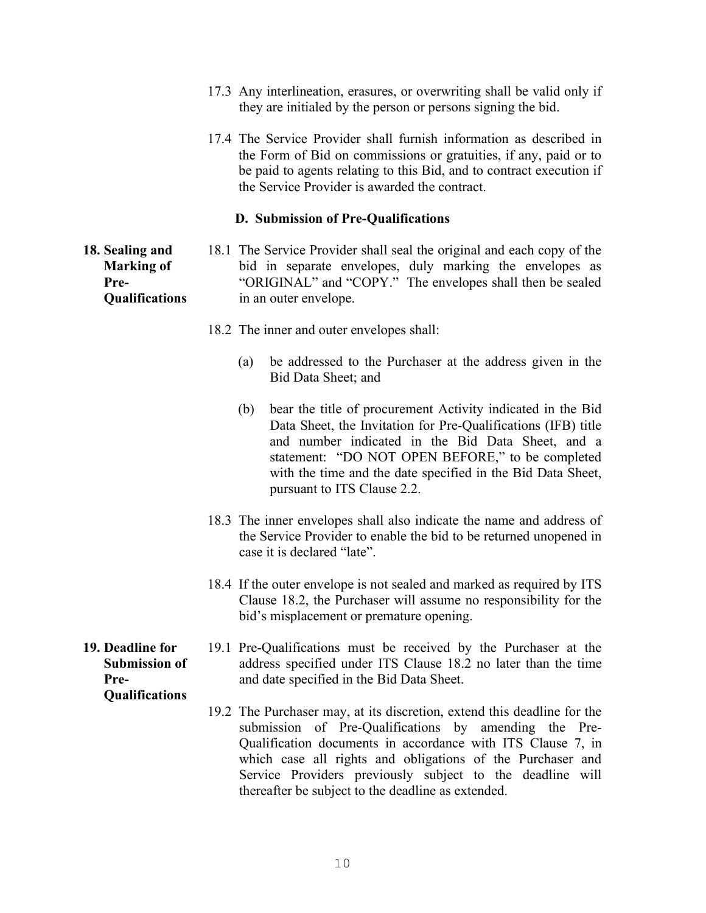17.3 Any interlineation, erasures, or overwriting shall be valid only if they are initialed by the person or persons signing the bid.

17.4 The Service Provider shall furnish information as described in the Form of Bid on commissions or gratuities, if any, paid or to be paid to agents relating to this Bid, and to contract execution if the Service Provider is awarded the contract.

### D. Submission of Pre-Qualifications

**18. Sealing and Marking of Pre-Qualifications**

18.1 The Service Provider shall seal the original and each copy of the bid in separate envelopes, duly marking the envelopes as "ORIGINAL" and "COPY." The envelopes shall then be sealed in an outer envelope.

18.2 The inner and outer envelopes shall:

(a) be addressed to the Purchaser at the address given in the Bid Data Sheet; and

(b) bear the title of procurement Activity indicated in the Bid Data Sheet, the Invitation for Pre-Qualifications (IFB) title and number indicated in the Bid Data Sheet, and a statement: "DO NOT OPEN BEFORE," to be completed with the time and the date specified in the Bid Data Sheet, pursuant to ITS Clause 2.2.

18.3 The inner envelopes shall also indicate the name and address of the Service Provider to enable the bid to be returned unopened in case it is declared "late".

18.4 If the outer envelope is not sealed and marked as required by ITS Clause 18.2, the Purchaser will assume no responsibility for the bid's misplacement or premature opening.

**19. Deadline for Submission of Pre-Qualifications**

19.1 Pre-Qualifications must be received by the Purchaser at the address specified under ITS Clause 18.2 no later than the time and date specified in the Bid Data Sheet.

19.2 The Purchaser may, at its discretion, extend this deadline for the submission of Pre-Qualifications by amending the Pre-Qualification documents in accordance with ITS Clause 7, in which case all rights and obligations of the Purchaser and Service Providers previously subject to the deadline will thereafter be subject to the deadline as extended.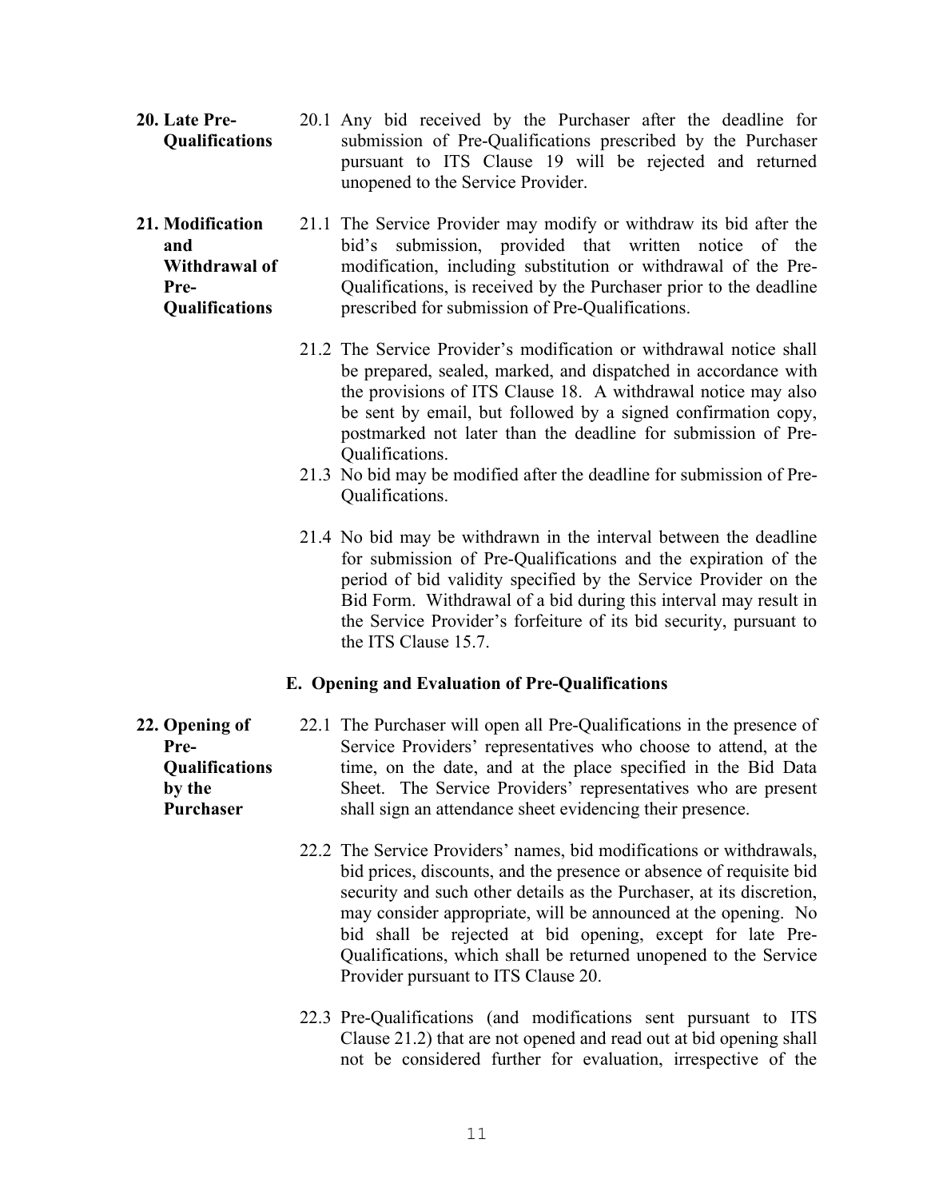**20. Late Pre-Qualifications**

20.1 Any bid received by the Purchaser after the deadline for submission of Pre-Qualifications prescribed by the Purchaser pursuant to ITS Clause 19 will be rejected and returned unopened to the Service Provider.

**21. Modification and Withdrawal of Pre-Qualifications**

21.1 The Service Provider may modify or withdraw its bid after the bid's submission, provided that written notice of the modification, including substitution or withdrawal of the Pre-Qualifications, is received by the Purchaser prior to the deadline prescribed for submission of Pre-Qualifications.

21.2 The Service Provider's modification or withdrawal notice shall be prepared, sealed, marked, and dispatched in accordance with the provisions of ITS Clause 18. A withdrawal notice may also be sent by email, but followed by a signed confirmation copy, postmarked not later than the deadline for submission of Pre-Qualifications.

21.3 No bid may be modified after the deadline for submission of Pre-Qualifications.

21.4 No bid may be withdrawn in the interval between the deadline for submission of Pre-Qualifications and the expiration of the period of bid validity specified by the Service Provider on the Bid Form. Withdrawal of a bid during this interval may result in the Service Provider's forfeiture of its bid security, pursuant to the ITS Clause 15.7.

## E. Opening and Evaluation of Pre-Qualifications

**22. Opening of Pre-Qualifications by the Purchaser**

22.1 The Purchaser will open all Pre-Qualifications in the presence of Service Providers' representatives who choose to attend, at the time, on the date, and at the place specified in the Bid Data Sheet. The Service Providers' representatives who are present shall sign an attendance sheet evidencing their presence.

22.2 The Service Providers' names, bid modifications or withdrawals, bid prices, discounts, and the presence or absence of requisite bid security and such other details as the Purchaser, at its discretion, may consider appropriate, will be announced at the opening. No bid shall be rejected at bid opening, except for late Pre-Qualifications, which shall be returned unopened to the Service Provider pursuant to ITS Clause 20.

22.3 Pre-Qualifications (and modifications sent pursuant to ITS Clause 21.2) that are not opened and read out at bid opening shall not be considered further for evaluation, irrespective of the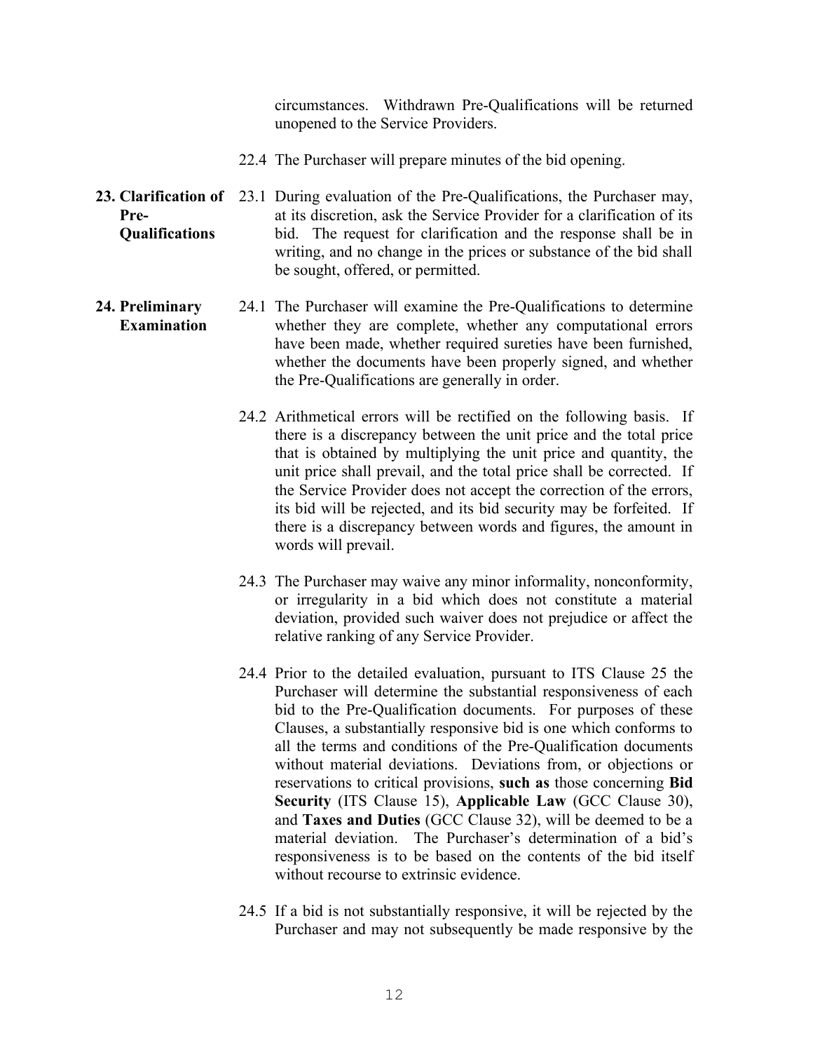circumstances. Withdrawn Pre-Qualifications will be returned unopened to the Service Providers.

22.4 The Purchaser will prepare minutes of the bid opening.

**23. Clarification of Pre-Qualifications**

23.1 During evaluation of the Pre-Qualifications, the Purchaser may, at its discretion, ask the Service Provider for a clarification of its bid. The request for clarification and the response shall be in writing, and no change in the prices or substance of the bid shall be sought, offered, or permitted.

**24. Preliminary Examination**

24.1 The Purchaser will examine the Pre-Qualifications to determine whether they are complete, whether any computational errors have been made, whether required sureties have been furnished, whether the documents have been properly signed, and whether the Pre-Qualifications are generally in order.

24.2 Arithmetical errors will be rectified on the following basis. If there is a discrepancy between the unit price and the total price that is obtained by multiplying the unit price and quantity, the unit price shall prevail, and the total price shall be corrected. If the Service Provider does not accept the correction of the errors, its bid will be rejected, and its bid security may be forfeited. If there is a discrepancy between words and figures, the amount in words will prevail.

24.3 The Purchaser may waive any minor informality, nonconformity, or irregularity in a bid which does not constitute a material deviation, provided such waiver does not prejudice or affect the relative ranking of any Service Provider.

24.4 Prior to the detailed evaluation, pursuant to ITS Clause 25 the Purchaser will determine the substantial responsiveness of each bid to the Pre-Qualification documents. For purposes of these Clauses, a substantially responsive bid is one which conforms to all the terms and conditions of the Pre-Qualification documents without material deviations. Deviations from, or objections or reservations to critical provisions, **such as** those concerning **Bid Security** (ITS Clause 15), **Applicable Law** (GCC Clause 30), and **Taxes and Duties** (GCC Clause 32), will be deemed to be a material deviation. The Purchaser's determination of a bid's responsiveness is to be based on the contents of the bid itself without recourse to extrinsic evidence.

24.5 If a bid is not substantially responsive, it will be rejected by the Purchaser and may not subsequently be made responsive by the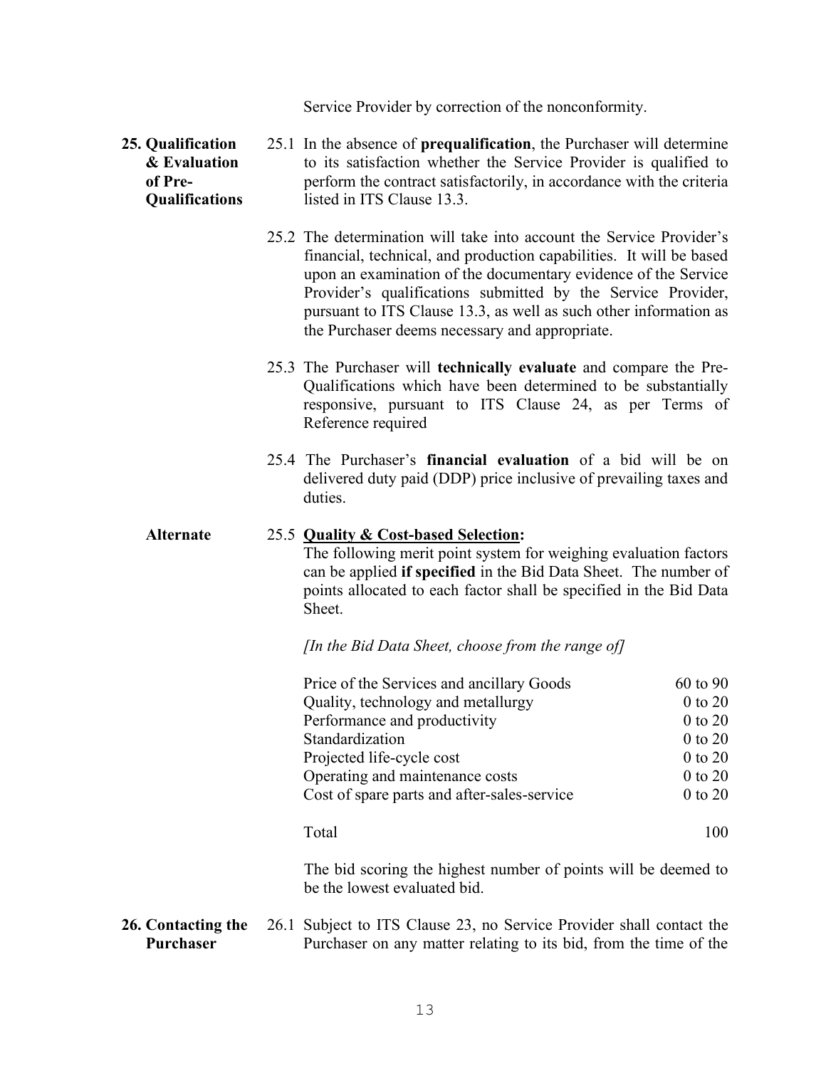Service Provider by correction of the nonconformity.

**25. Qualification & Evaluation of Pre-Qualifications**

25.1 In the absence of **prequalification**, the Purchaser will determine to its satisfaction whether the Service Provider is qualified to perform the contract satisfactorily, in accordance with the criteria listed in ITS Clause 13.3.

25.2 The determination will take into account the Service Provider's financial, technical, and production capabilities. It will be based upon an examination of the documentary evidence of the Service Provider's qualifications submitted by the Service Provider, pursuant to ITS Clause 13.3, as well as such other information as the Purchaser deems necessary and appropriate.

25.3 The Purchaser will **technically evaluate** and compare the Pre-Qualifications which have been determined to be substantially responsive, pursuant to ITS Clause 24, as per Terms of Reference required

25.4 The Purchaser's **financial evaluation** of a bid will be on delivered duty paid (DDP) price inclusive of prevailing taxes and duties.

**Alternate**

25.5 **<u>Quality & Cost-based Selection</u>:**
The following merit point system for weighing evaluation factors can be applied **if specified** in the Bid Data Sheet. The number of points allocated to each factor shall be specified in the Bid Data Sheet.

*[In the Bid Data Sheet, choose from the range of]*

| | |
|---|---|
| Price of the Services and ancillary Goods | 60 to 90 |
| Quality, technology and metallurgy | 0 to 20 |
| Performance and productivity | 0 to 20 |
| Standardization | 0 to 20 |
| Projected life-cycle cost | 0 to 20 |
| Operating and maintenance costs | 0 to 20 |
| Cost of spare parts and after-sales-service | 0 to 20 |
| Total | 100 |

The bid scoring the highest number of points will be deemed to be the lowest evaluated bid.

**26. Contacting the Purchaser**

26.1 Subject to ITS Clause 23, no Service Provider shall contact the Purchaser on any matter relating to its bid, from the time of the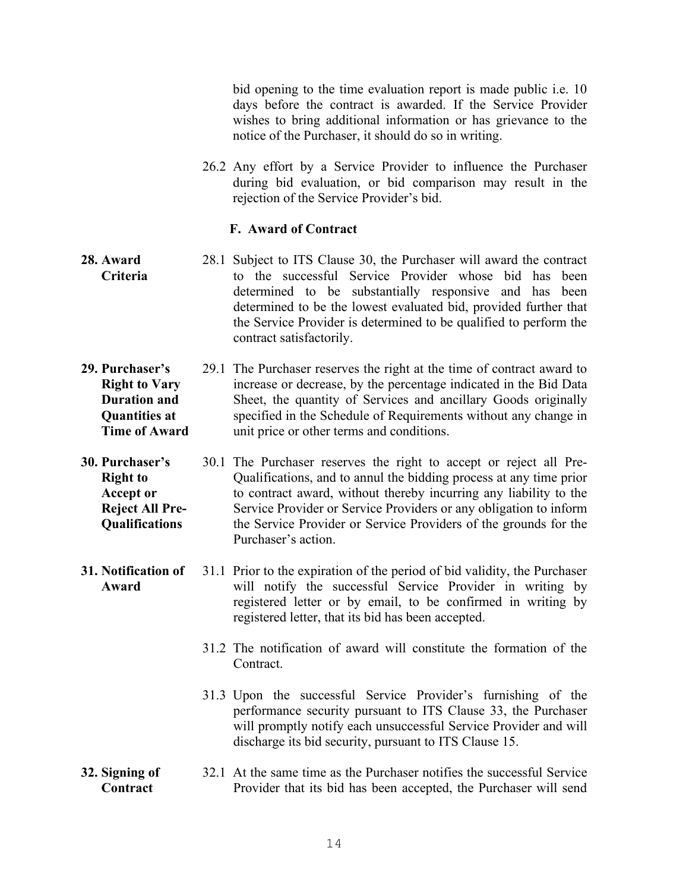bid opening to the time evaluation report is made public i.e. 10 days before the contract is awarded. If the Service Provider wishes to bring additional information or has grievance to the notice of the Purchaser, it should do so in writing.

26.2 Any effort by a Service Provider to influence the Purchaser during bid evaluation, or bid comparison may result in the rejection of the Service Provider's bid.

## F. Award of Contract

**28. Award Criteria**

28.1 Subject to ITS Clause 30, the Purchaser will award the contract to the successful Service Provider whose bid has been determined to be substantially responsive and has been determined to be the lowest evaluated bid, provided further that the Service Provider is determined to be qualified to perform the contract satisfactorily.

**29. Purchaser's Right to Vary Duration and Quantities at Time of Award**

29.1 The Purchaser reserves the right at the time of contract award to increase or decrease, by the percentage indicated in the Bid Data Sheet, the quantity of Services and ancillary Goods originally specified in the Schedule of Requirements without any change in unit price or other terms and conditions.

**30. Purchaser's Right to Accept or Reject All Pre-Qualifications**

30.1 The Purchaser reserves the right to accept or reject all Pre-Qualifications, and to annul the bidding process at any time prior to contract award, without thereby incurring any liability to the Service Provider or Service Providers or any obligation to inform the Service Provider or Service Providers of the grounds for the Purchaser's action.

**31. Notification of Award**

31.1 Prior to the expiration of the period of bid validity, the Purchaser will notify the successful Service Provider in writing by registered letter or by email, to be confirmed in writing by registered letter, that its bid has been accepted.

31.2 The notification of award will constitute the formation of the Contract.

31.3 Upon the successful Service Provider's furnishing of the performance security pursuant to ITS Clause 33, the Purchaser will promptly notify each unsuccessful Service Provider and will discharge its bid security, pursuant to ITS Clause 15.

**32. Signing of Contract**

32.1 At the same time as the Purchaser notifies the successful Service Provider that its bid has been accepted, the Purchaser will send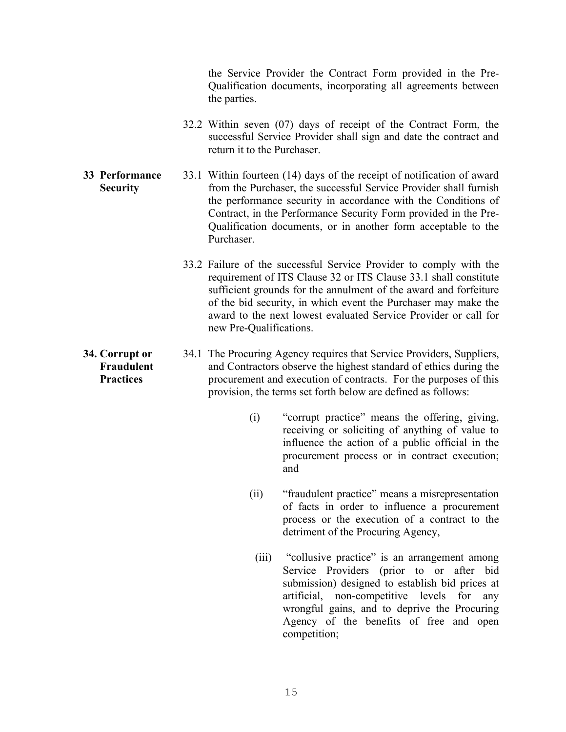the Service Provider the Contract Form provided in the Pre-Qualification documents, incorporating all agreements between the parties.

32.2 Within seven (07) days of receipt of the Contract Form, the successful Service Provider shall sign and date the contract and return it to the Purchaser.

**33 Performance Security**

33.1 Within fourteen (14) days of the receipt of notification of award from the Purchaser, the successful Service Provider shall furnish the performance security in accordance with the Conditions of Contract, in the Performance Security Form provided in the Pre-Qualification documents, or in another form acceptable to the Purchaser.

33.2 Failure of the successful Service Provider to comply with the requirement of ITS Clause 32 or ITS Clause 33.1 shall constitute sufficient grounds for the annulment of the award and forfeiture of the bid security, in which event the Purchaser may make the award to the next lowest evaluated Service Provider or call for new Pre-Qualifications.

**34. Corrupt or Fraudulent Practices**

34.1 The Procuring Agency requires that Service Providers, Suppliers, and Contractors observe the highest standard of ethics during the procurement and execution of contracts. For the purposes of this provision, the terms set forth below are defined as follows:

(i) "corrupt practice" means the offering, giving, receiving or soliciting of anything of value to influence the action of a public official in the procurement process or in contract execution; and

(ii) "fraudulent practice" means a misrepresentation of facts in order to influence a procurement process or the execution of a contract to the detriment of the Procuring Agency,

(iii) "collusive practice" is an arrangement among Service Providers (prior to or after bid submission) designed to establish bid prices at artificial, non-competitive levels for any wrongful gains, and to deprive the Procuring Agency of the benefits of free and open competition;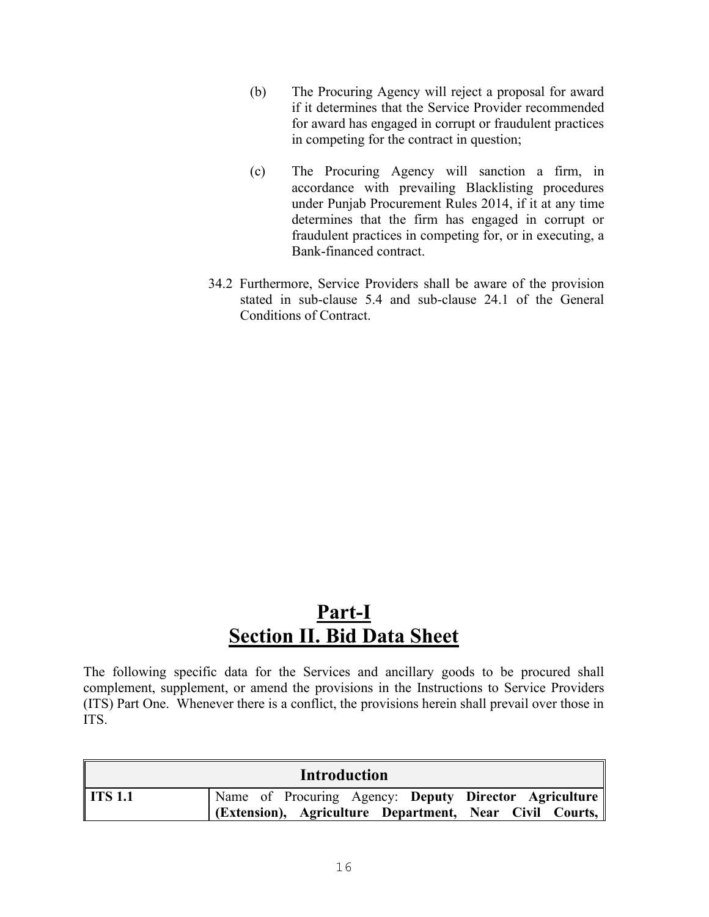(b) The Procuring Agency will reject a proposal for award if it determines that the Service Provider recommended for award has engaged in corrupt or fraudulent practices in competing for the contract in question;

(c) The Procuring Agency will sanction a firm, in accordance with prevailing Blacklisting procedures under Punjab Procurement Rules 2014, if it at any time determines that the firm has engaged in corrupt or fraudulent practices in competing for, or in executing, a Bank-financed contract.

34.2 Furthermore, Service Providers shall be aware of the provision stated in sub-clause 5.4 and sub-clause 24.1 of the General Conditions of Contract.

# Part-I
# Section II. Bid Data Sheet

The following specific data for the Services and ancillary goods to be procured shall complement, supplement, or amend the provisions in the Instructions to Service Providers (ITS) Part One. Whenever there is a conflict, the provisions herein shall prevail over those in ITS.

| Introduction | |
|---|---|
| **ITS 1.1** | Name of Procuring Agency: **Deputy Director Agriculture (Extension), Agriculture Department, Near Civil Courts,** |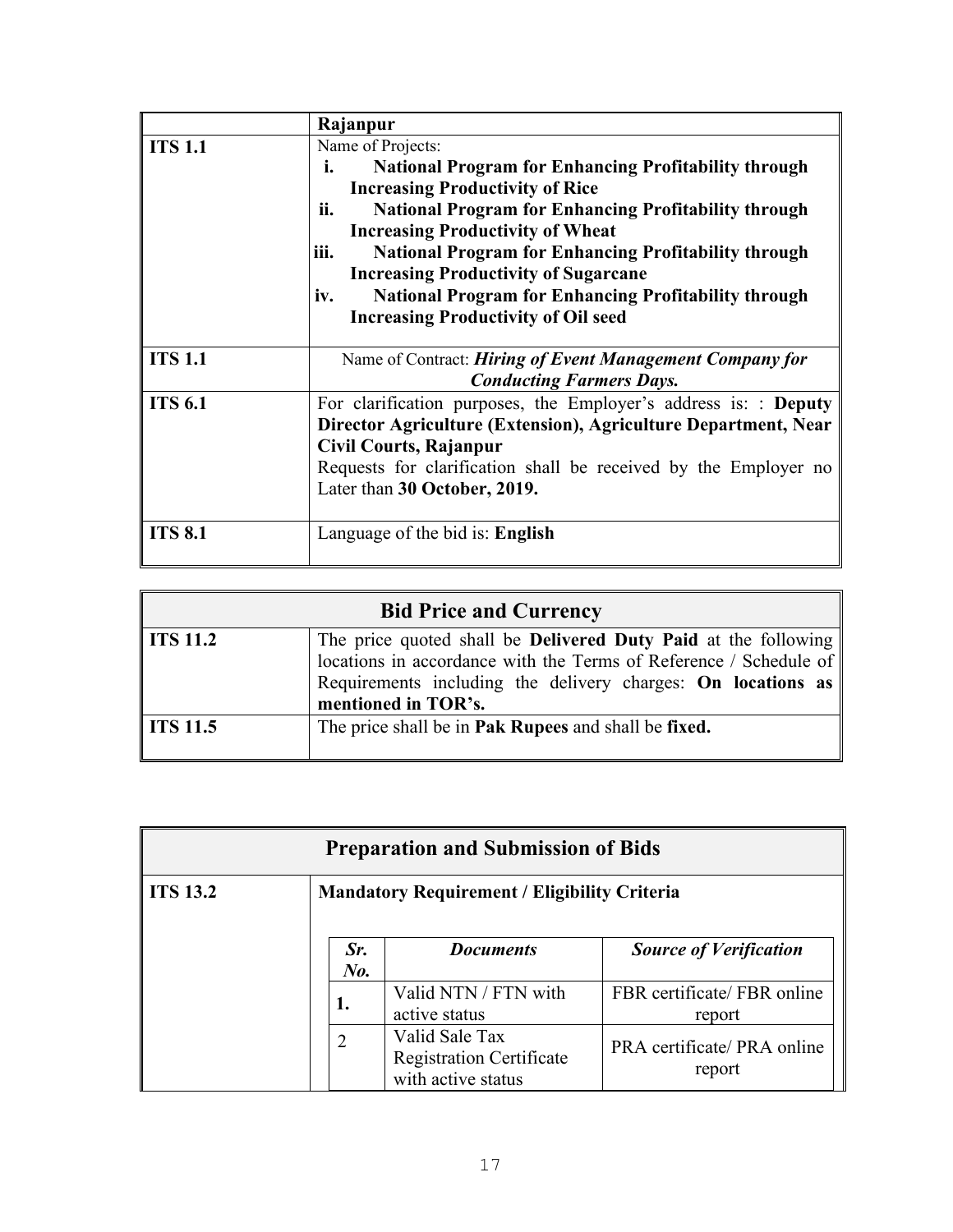|  | **Rajanpur** |
|---|---|
| **ITS 1.1** | Name of Projects:<br>i. **National Program for Enhancing Profitability through Increasing Productivity of Rice**<br>ii. **National Program for Enhancing Profitability through Increasing Productivity of Wheat**<br>iii. **National Program for Enhancing Profitability through Increasing Productivity of Sugarcane**<br>iv. **National Program for Enhancing Profitability through Increasing Productivity of Oil seed** |
| **ITS 1.1** | Name of Contract: ***Hiring of Event Management Company for Conducting Farmers Days.*** |
| **ITS 6.1** | For clarification purposes, the Employer's address is: : **Deputy Director Agriculture (Extension), Agriculture Department, Near Civil Courts, Rajanpur**<br>Requests for clarification shall be received by the Employer no Later than **30 October, 2019.** |
| **ITS 8.1** | Language of the bid is: **English** |

| **Bid Price and Currency** | |
|---|---|
| **ITS 11.2** | The price quoted shall be **Delivered Duty Paid** at the following locations in accordance with the Terms of Reference / Schedule of Requirements including the delivery charges: **On locations as mentioned in TOR's.** |
| **ITS 11.5** | The price shall be in **Pak Rupees** and shall be **fixed.** |

| **Preparation and Submission of Bids** | |
|---|---|
| **ITS 13.2** | **Mandatory Requirement / Eligibility Criteria** |

| *Sr. No.* | *Documents* | *Source of Verification* |
|---|---|---|
| **1.** | Valid NTN / FTN with active status | FBR certificate/ FBR online report |
| 2 | Valid Sale Tax Registration Certificate with active status | PRA certificate/ PRA online report |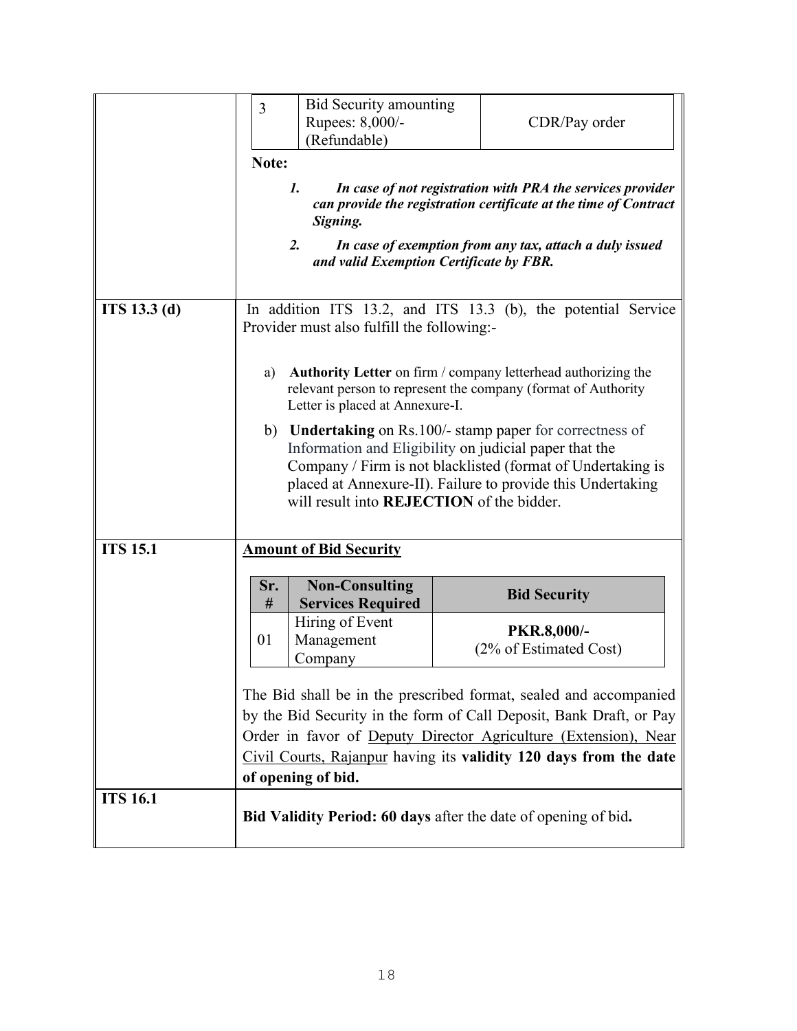| | | | |
|---|---|---|---|
| | 3 | Bid Security amounting Rupees: 8,000/- (Refundable) | CDR/Pay order |

**Note:**

1. ***In case of not registration with PRA the services provider can provide the registration certificate at the time of Contract Signing.***
2. ***In case of exemption from any tax, attach a duly issued and valid Exemption Certificate by FBR.***

| | |
|---|---|
| **ITS 13.3 (d)** | In addition ITS 13.2, and ITS 13.3 (b), the potential Service Provider must also fulfill the following:-<br><br>a) **Authority Letter** on firm / company letterhead authorizing the relevant person to represent the company (format of Authority Letter is placed at Annexure-I.<br><br>b) **Undertaking** on Rs.100/- stamp paper for correctness of Information and Eligibility on judicial paper that the Company / Firm is not blacklisted (format of Undertaking is placed at Annexure-II). Failure to provide this Undertaking will result into **REJECTION** of the bidder. |
| **ITS 15.1** | **<u>Amount of Bid Security</u>** |

| Sr. # | Non-Consulting Services Required | Bid Security |
|---|---|---|
| 01 | Hiring of Event Management Company | **PKR.8,000/-**<br>(2% of Estimated Cost) |

The Bid shall be in the prescribed format, sealed and accompanied by the Bid Security in the form of Call Deposit, Bank Draft, or Pay Order in favor of <u>Deputy Director Agriculture (Extension), Near Civil Courts, Rajanpur</u> having its **validity 120 days from the date of opening of bid.**

| | |
|---|---|
| **ITS 16.1** | **Bid Validity Period: 60 days** after the date of opening of bid**.** |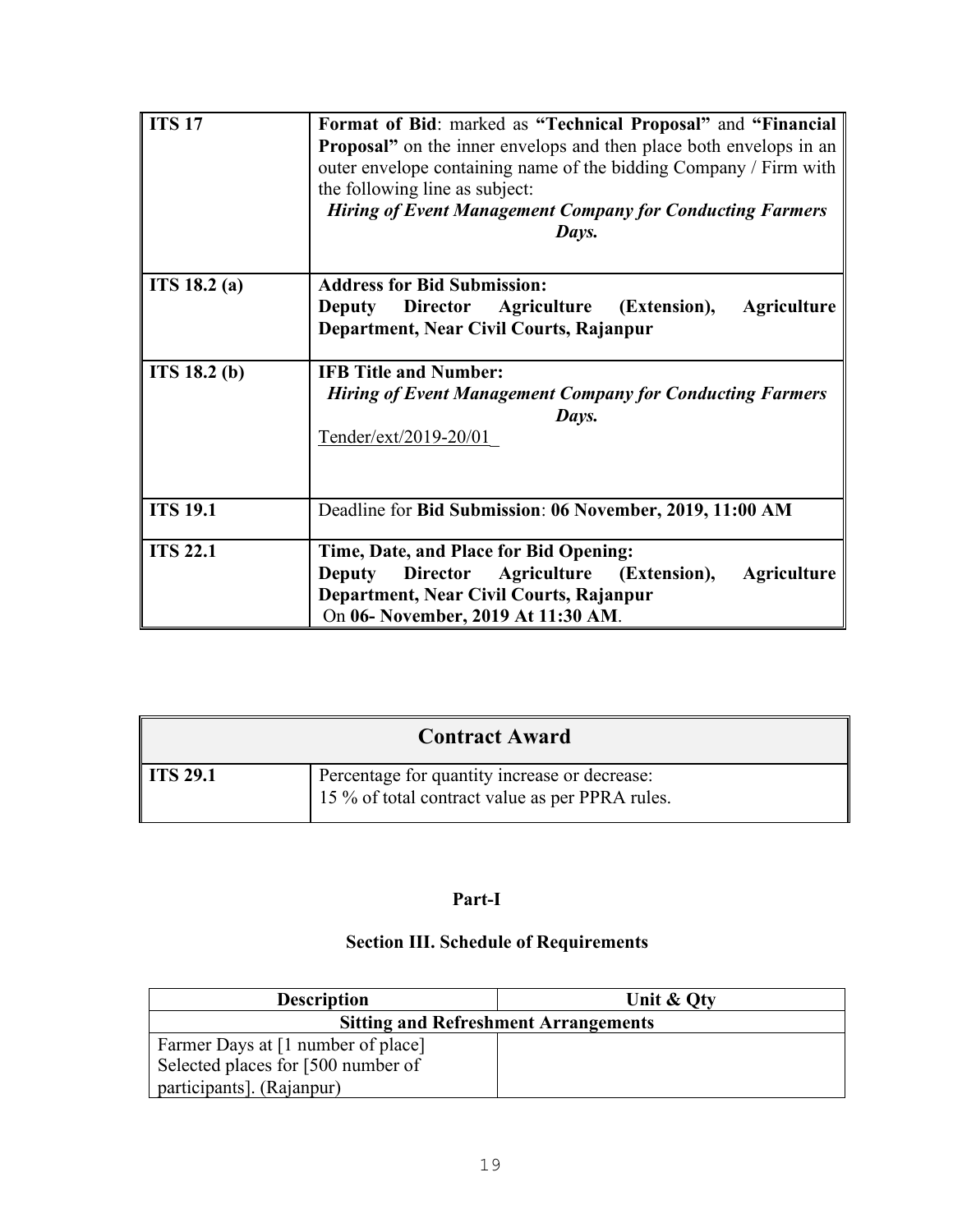| | |
|---|---|
| **ITS 17** | **Format of Bid**: marked as **"Technical Proposal"** and **"Financial Proposal"** on the inner envelops and then place both envelops in an outer envelope containing name of the bidding Company / Firm with the following line as subject:<br>***Hiring of Event Management Company for Conducting Farmers Days.*** |
| **ITS 18.2 (a)** | **Address for Bid Submission:**<br>**Deputy Director Agriculture (Extension), Agriculture Department, Near Civil Courts, Rajanpur** |
| **ITS 18.2 (b)** | **IFB Title and Number:**<br>***Hiring of Event Management Company for Conducting Farmers Days.***<br>Tender/ext/2019-20/01 |
| **ITS 19.1** | Deadline for **Bid Submission**: **06 November, 2019, 11:00 AM** |
| **ITS 22.1** | **Time, Date, and Place for Bid Opening:**<br>**Deputy Director Agriculture (Extension), Agriculture Department, Near Civil Courts, Rajanpur**<br>On **06- November, 2019 At 11:30 AM**. |

| **Contract Award** | |
|---|---|
| **ITS 29.1** | Percentage for quantity increase or decrease:<br>15 % of total contract value as per PPRA rules. |

**Part-I**

**Section III. Schedule of Requirements**

| **Description** | **Unit & Qty** |
|---|---|
| **Sitting and Refreshment Arrangements** | |
| Farmer Days at [1 number of place] Selected places for [500 number of participants]. (Rajanpur) | |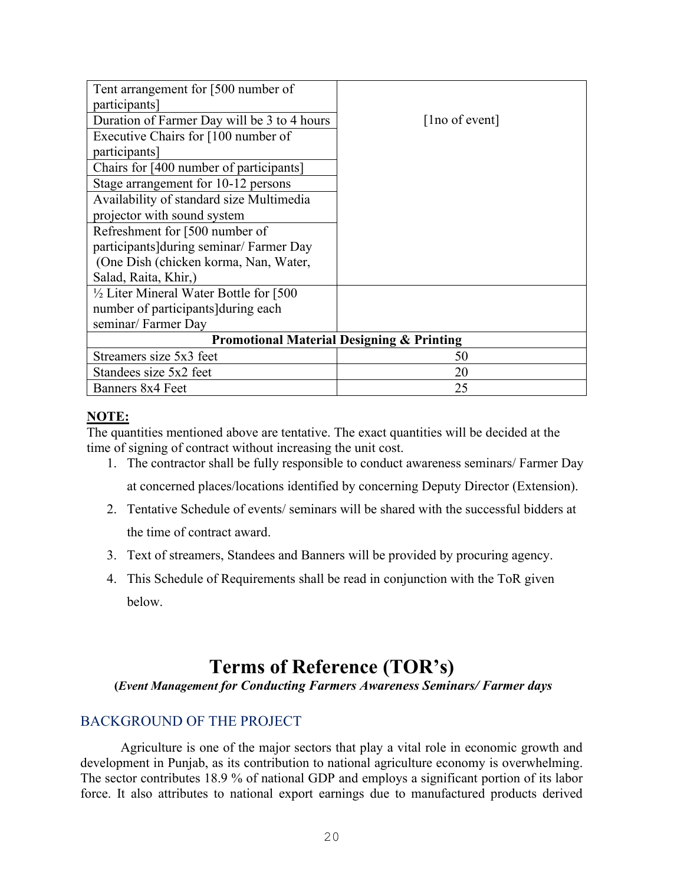| | |
|---|---|
| Tent arrangement for [500 number of participants] | [1no of event] |
| Duration of Farmer Day will be 3 to 4 hours | |
| Executive Chairs for [100 number of participants] | |
| Chairs for [400 number of participants] | |
| Stage arrangement for 10-12 persons | |
| Availability of standard size Multimedia projector with sound system | |
| Refreshment for [500 number of participants]during seminar/ Farmer Day (One Dish (chicken korma, Nan, Water, Salad, Raita, Khir,) | |
| ½ Liter Mineral Water Bottle for [500 number of participants]during each seminar/ Farmer Day | |
| **Promotional Material Designing & Printing** | |
| Streamers size 5x3 feet | 50 |
| Standees size 5x2 feet | 20 |
| Banners 8x4 Feet | 25 |

**NOTE:**

The quantities mentioned above are tentative. The exact quantities will be decided at the time of signing of contract without increasing the unit cost.

1. The contractor shall be fully responsible to conduct awareness seminars/ Farmer Day at concerned places/locations identified by concerning Deputy Director (Extension).
2. Tentative Schedule of events/ seminars will be shared with the successful bidders at the time of contract award.
3. Text of streamers, Standees and Banners will be provided by procuring agency.
4. This Schedule of Requirements shall be read in conjunction with the ToR given below.

# Terms of Reference (TOR's)

**(*Event Management for Conducting Farmers Awareness Seminars/ Farmer days***

## BACKGROUND OF THE PROJECT

Agriculture is one of the major sectors that play a vital role in economic growth and development in Punjab, as its contribution to national agriculture economy is overwhelming. The sector contributes 18.9 % of national GDP and employs a significant portion of its labor force. It also attributes to national export earnings due to manufactured products derived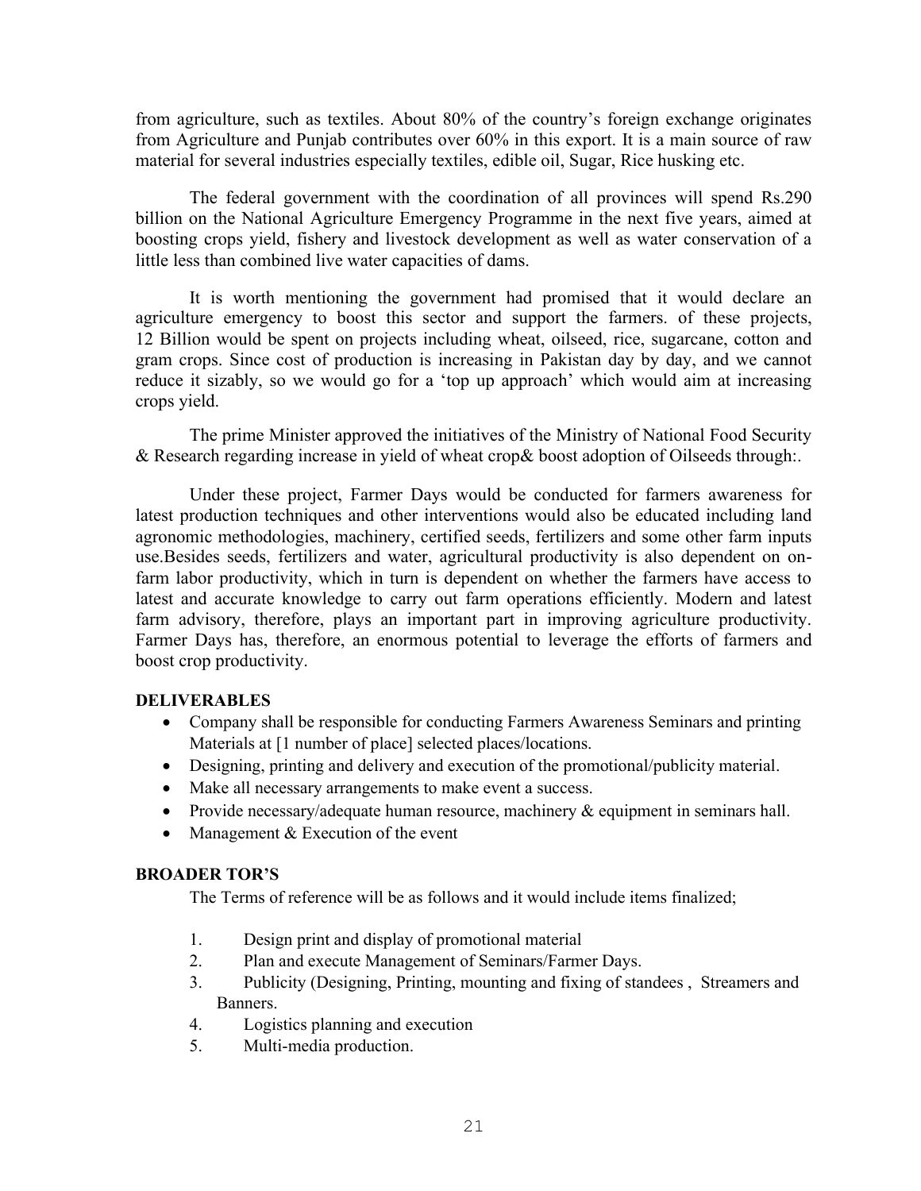from agriculture, such as textiles. About 80% of the country's foreign exchange originates from Agriculture and Punjab contributes over 60% in this export. It is a main source of raw material for several industries especially textiles, edible oil, Sugar, Rice husking etc.

The federal government with the coordination of all provinces will spend Rs.290 billion on the National Agriculture Emergency Programme in the next five years, aimed at boosting crops yield, fishery and livestock development as well as water conservation of a little less than combined live water capacities of dams.

It is worth mentioning the government had promised that it would declare an agriculture emergency to boost this sector and support the farmers. of these projects, 12 Billion would be spent on projects including wheat, oilseed, rice, sugarcane, cotton and gram crops. Since cost of production is increasing in Pakistan day by day, and we cannot reduce it sizably, so we would go for a 'top up approach' which would aim at increasing crops yield.

The prime Minister approved the initiatives of the Ministry of National Food Security & Research regarding increase in yield of wheat crop& boost adoption of Oilseeds through:.

Under these project, Farmer Days would be conducted for farmers awareness for latest production techniques and other interventions would also be educated including land agronomic methodologies, machinery, certified seeds, fertilizers and some other farm inputs use.Besides seeds, fertilizers and water, agricultural productivity is also dependent on on-farm labor productivity, which in turn is dependent on whether the farmers have access to latest and accurate knowledge to carry out farm operations efficiently. Modern and latest farm advisory, therefore, plays an important part in improving agriculture productivity. Farmer Days has, therefore, an enormous potential to leverage the efforts of farmers and boost crop productivity.

**DELIVERABLES**

- Company shall be responsible for conducting Farmers Awareness Seminars and printing Materials at [1 number of place] selected places/locations.
- Designing, printing and delivery and execution of the promotional/publicity material.
- Make all necessary arrangements to make event a success.
- Provide necessary/adequate human resource, machinery & equipment in seminars hall.
- Management & Execution of the event

**BROADER TOR'S**

The Terms of reference will be as follows and it would include items finalized;

1. Design print and display of promotional material
2. Plan and execute Management of Seminars/Farmer Days.
3. Publicity (Designing, Printing, mounting and fixing of standees , Streamers and Banners.
4. Logistics planning and execution
5. Multi-media production.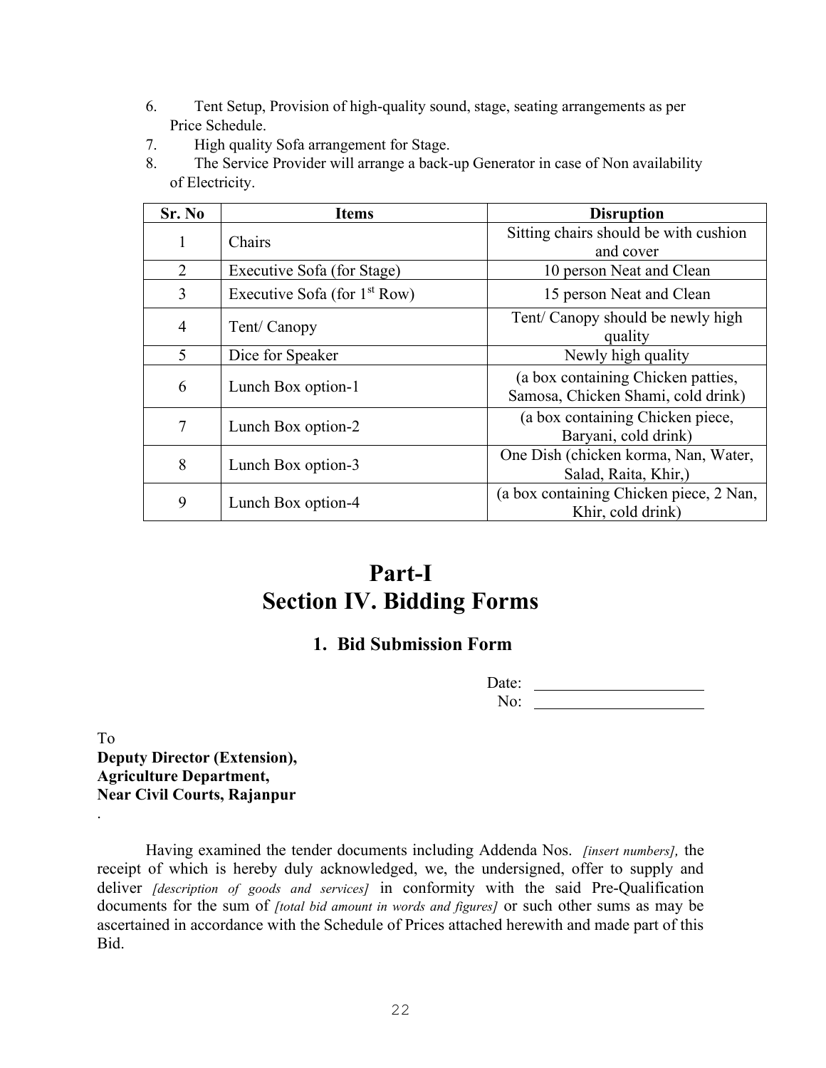6. Tent Setup, Provision of high-quality sound, stage, seating arrangements as per Price Schedule.
7. High quality Sofa arrangement for Stage.
8. The Service Provider will arrange a back-up Generator in case of Non availability of Electricity.

| Sr. No | Items | Disruption |
|---|---|---|
| 1 | Chairs | Sitting chairs should be with cushion and cover |
| 2 | Executive Sofa (for Stage) | 10 person Neat and Clean |
| 3 | Executive Sofa (for 1st Row) | 15 person Neat and Clean |
| 4 | Tent/ Canopy | Tent/ Canopy should be newly high quality |
| 5 | Dice for Speaker | Newly high quality |
| 6 | Lunch Box option-1 | (a box containing Chicken patties, Samosa, Chicken Shami, cold drink) |
| 7 | Lunch Box option-2 | (a box containing Chicken piece, Baryani, cold drink) |
| 8 | Lunch Box option-3 | One Dish (chicken korma, Nan, Water, Salad, Raita, Khir,) |
| 9 | Lunch Box option-4 | (a box containing Chicken piece, 2 Nan, Khir, cold drink) |

# Part-I
# Section IV. Bidding Forms

## 1. Bid Submission Form

Date: ____________________

No: ____________________

To
**Deputy Director (Extension),**
**Agriculture Department,**
**Near Civil Courts, Rajanpur**
.

Having examined the tender documents including Addenda Nos. *[insert numbers],* the receipt of which is hereby duly acknowledged, we, the undersigned, offer to supply and deliver *[description of goods and services]* in conformity with the said Pre-Qualification documents for the sum of *[total bid amount in words and figures]* or such other sums as may be ascertained in accordance with the Schedule of Prices attached herewith and made part of this Bid.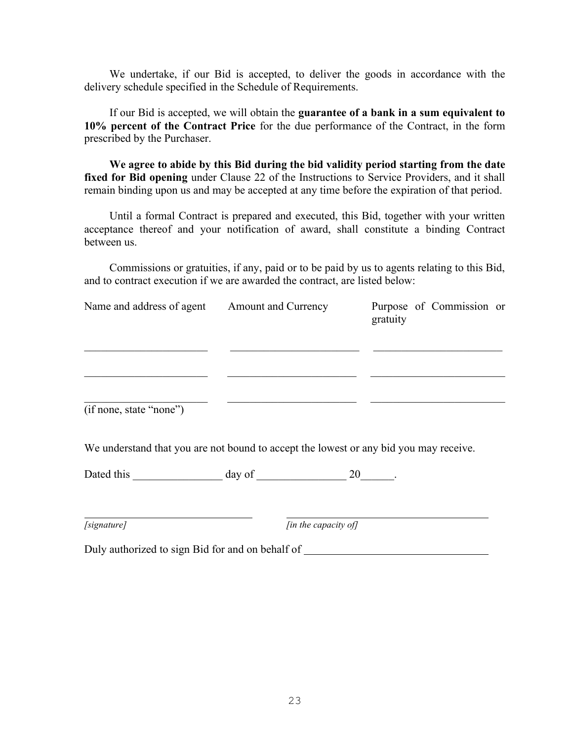We undertake, if our Bid is accepted, to deliver the goods in accordance with the delivery schedule specified in the Schedule of Requirements.

If our Bid is accepted, we will obtain the **guarantee of a bank in a sum equivalent to 10% percent of the Contract Price** for the due performance of the Contract, in the form prescribed by the Purchaser.

**We agree to abide by this Bid during the bid validity period starting from the date fixed for Bid opening** under Clause 22 of the Instructions to Service Providers, and it shall remain binding upon us and may be accepted at any time before the expiration of that period.

Until a formal Contract is prepared and executed, this Bid, together with your written acceptance thereof and your notification of award, shall constitute a binding Contract between us.

Commissions or gratuities, if any, paid or to be paid by us to agents relating to this Bid, and to contract execution if we are awarded the contract, are listed below:

| Name and address of agent | Amount and Currency | Purpose of Commission or gratuity |
|---|---|---|
| ______________________ | ______________________ | ______________________ |
| ______________________ | ______________________ | ______________________ |
| ______________________ | ______________________ | ______________________ |

(if none, state "none")

We understand that you are not bound to accept the lowest or any bid you may receive.

Dated this ________________ day of ________________ 20______.

______________________________ ______________________________

*[signature]* *[in the capacity of]*

Duly authorized to sign Bid for and on behalf of ________________________________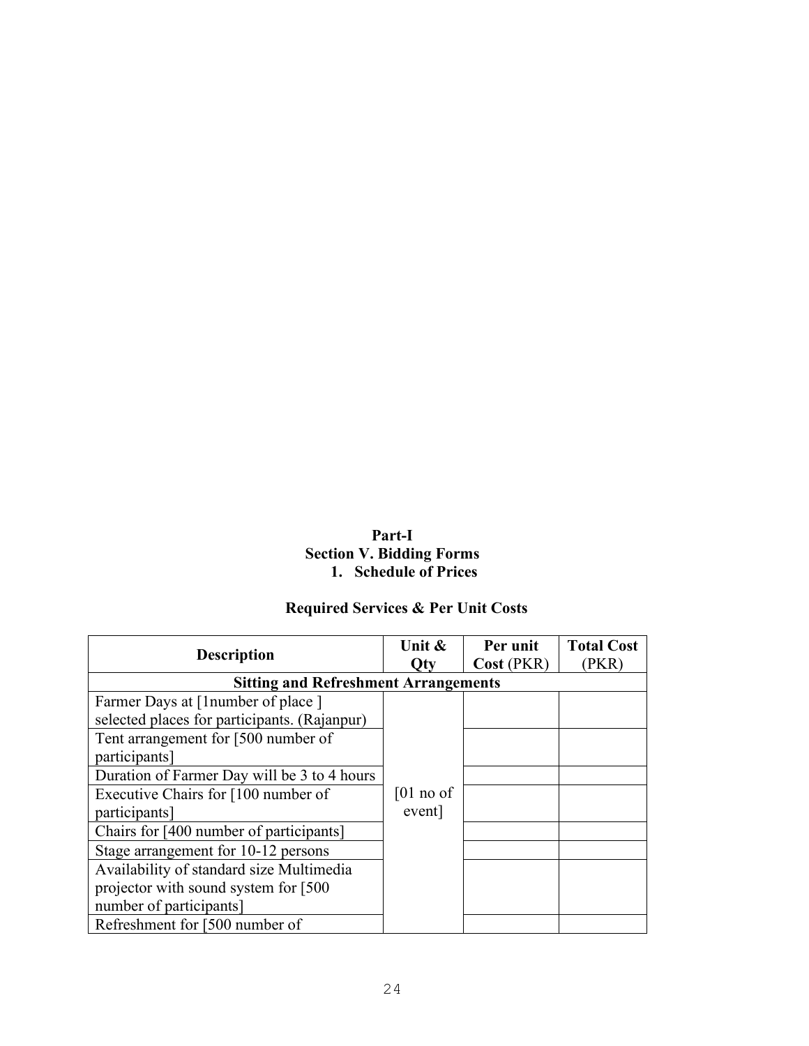**Part-I**
**Section V. Bidding Forms**
**1. Schedule of Prices**

**Required Services & Per Unit Costs**

| Description | Unit & Qty | Per unit Cost (PKR) | Total Cost (PKR) |
|---|---|---|---|
| **Sitting and Refreshment Arrangements** | | | |
| Farmer Days at [1number of place ] selected places for participants. (Rajanpur) | [01 no of event] | | |
| Tent arrangement for [500 number of participants] | | | |
| Duration of Farmer Day will be 3 to 4 hours | | | |
| Executive Chairs for [100 number of participants] | | | |
| Chairs for [400 number of participants] | | | |
| Stage arrangement for 10-12 persons | | | |
| Availability of standard size Multimedia projector with sound system for [500 number of participants] | | | |
| Refreshment for [500 number of | | | |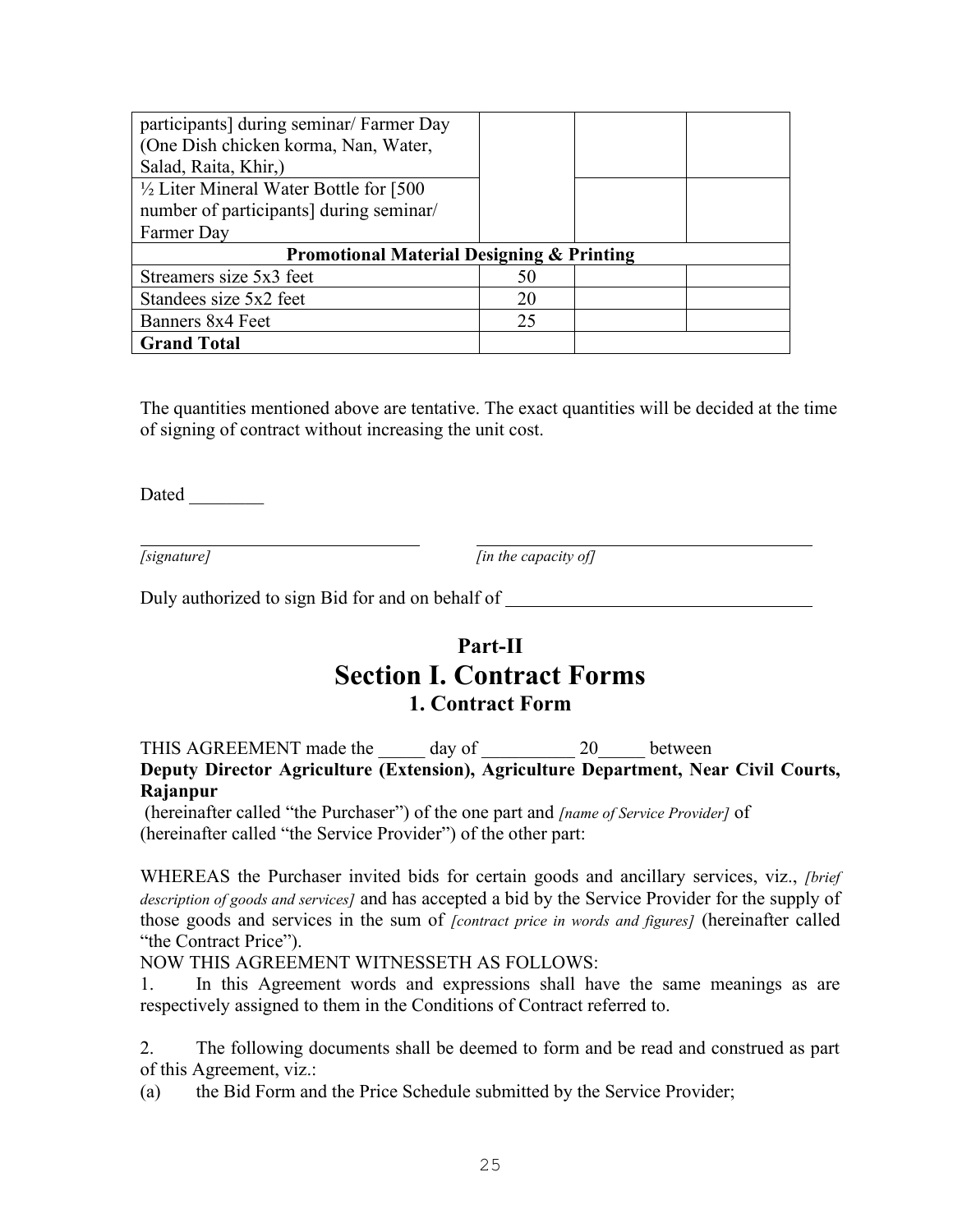| | | | |
|---|---|---|---|
| participants] during seminar/ Farmer Day (One Dish chicken korma, Nan, Water, Salad, Raita, Khir,) | | | |
| ½ Liter Mineral Water Bottle for [500 number of participants] during seminar/ Farmer Day | | | |
| **Promotional Material Designing & Printing** | | | |
| Streamers size 5x3 feet | 50 | | |
| Standees size 5x2 feet | 20 | | |
| Banners 8x4 Feet | 25 | | |
| **Grand Total** | | | |

The quantities mentioned above are tentative. The exact quantities will be decided at the time of signing of contract without increasing the unit cost.

Dated ________

_____________________ _____________________

*[signature]* *[in the capacity of]*

Duly authorized to sign Bid for and on behalf of _____________________

# Part-II

# Section I. Contract Forms

## 1. Contract Form

THIS AGREEMENT made the _____ day of __________ 20_____ between **Deputy Director Agriculture (Extension), Agriculture Department, Near Civil Courts, Rajanpur**

(hereinafter called "the Purchaser") of the one part and *[name of Service Provider]* of (hereinafter called "the Service Provider") of the other part:

WHEREAS the Purchaser invited bids for certain goods and ancillary services, viz., *[brief description of goods and services]* and has accepted a bid by the Service Provider for the supply of those goods and services in the sum of *[contract price in words and figures]* (hereinafter called "the Contract Price").

NOW THIS AGREEMENT WITNESSETH AS FOLLOWS:

1. In this Agreement words and expressions shall have the same meanings as are respectively assigned to them in the Conditions of Contract referred to.

2. The following documents shall be deemed to form and be read and construed as part of this Agreement, viz.:

(a) the Bid Form and the Price Schedule submitted by the Service Provider;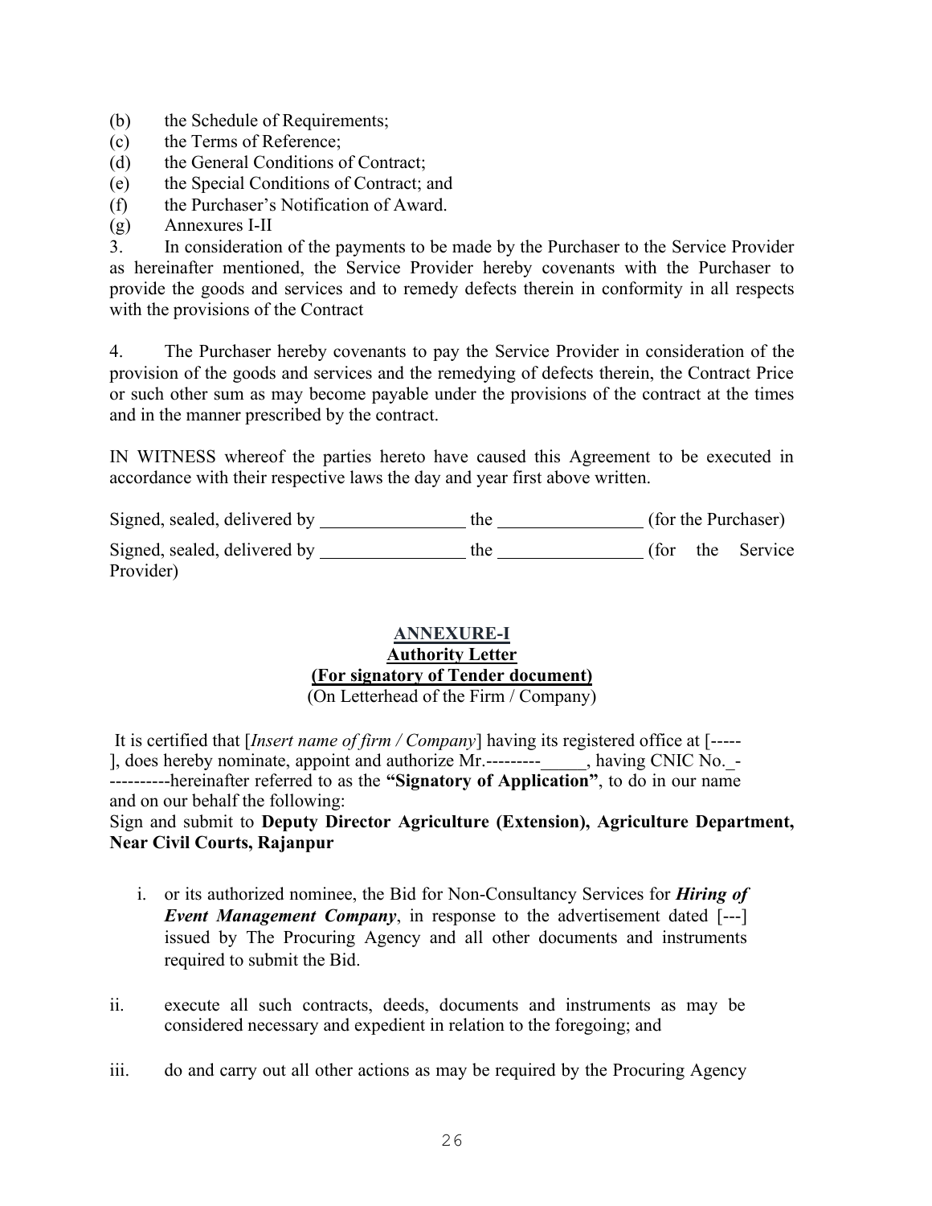(b) the Schedule of Requirements;
(c) the Terms of Reference;
(d) the General Conditions of Contract;
(e) the Special Conditions of Contract; and
(f) the Purchaser's Notification of Award.
(g) Annexures I-II

3. In consideration of the payments to be made by the Purchaser to the Service Provider as hereinafter mentioned, the Service Provider hereby covenants with the Purchaser to provide the goods and services and to remedy defects therein in conformity in all respects with the provisions of the Contract

4. The Purchaser hereby covenants to pay the Service Provider in consideration of the provision of the goods and services and the remedying of defects therein, the Contract Price or such other sum as may become payable under the provisions of the contract at the times and in the manner prescribed by the contract.

IN WITNESS whereof the parties hereto have caused this Agreement to be executed in accordance with their respective laws the day and year first above written.

Signed, sealed, delivered by ________________ the ________________ (for the Purchaser)

Signed, sealed, delivered by ________________ the ________________ (for the Service Provider)

## ANNEXURE-I

## Authority Letter

## (For signatory of Tender document)

(On Letterhead of the Firm / Company)

It is certified that [*Insert name of firm / Company*] having its registered office at [-----], does hereby nominate, appoint and authorize Mr.---------_____, having CNIC No._------------hereinafter referred to as the **"Signatory of Application"**, to do in our name and on our behalf the following:

Sign and submit to **Deputy Director Agriculture (Extension), Agriculture Department, Near Civil Courts, Rajanpur**

i. or its authorized nominee, the Bid for Non-Consultancy Services for ***Hiring of Event Management Company***, in response to the advertisement dated [---] issued by The Procuring Agency and all other documents and instruments required to submit the Bid.

ii. execute all such contracts, deeds, documents and instruments as may be considered necessary and expedient in relation to the foregoing; and

iii. do and carry out all other actions as may be required by the Procuring Agency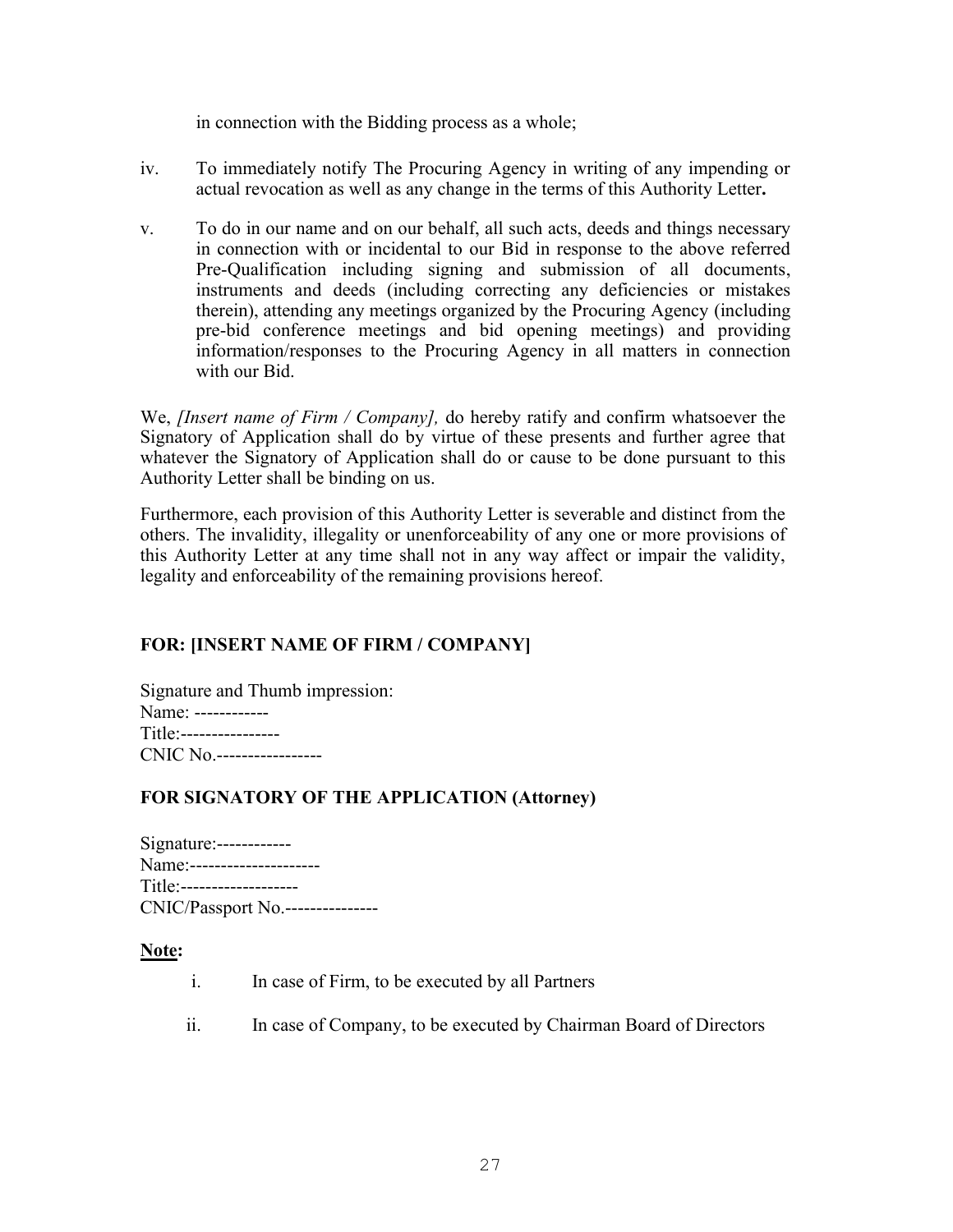in connection with the Bidding process as a whole;

iv. To immediately notify The Procuring Agency in writing of any impending or actual revocation as well as any change in the terms of this Authority Letter**.**

v. To do in our name and on our behalf, all such acts, deeds and things necessary in connection with or incidental to our Bid in response to the above referred Pre-Qualification including signing and submission of all documents, instruments and deeds (including correcting any deficiencies or mistakes therein), attending any meetings organized by the Procuring Agency (including pre-bid conference meetings and bid opening meetings) and providing information/responses to the Procuring Agency in all matters in connection with our Bid.

We, *[Insert name of Firm / Company],* do hereby ratify and confirm whatsoever the Signatory of Application shall do by virtue of these presents and further agree that whatever the Signatory of Application shall do or cause to be done pursuant to this Authority Letter shall be binding on us.

Furthermore, each provision of this Authority Letter is severable and distinct from the others. The invalidity, illegality or unenforceability of any one or more provisions of this Authority Letter at any time shall not in any way affect or impair the validity, legality and enforceability of the remaining provisions hereof.

**FOR: [INSERT NAME OF FIRM / COMPANY]**

Signature and Thumb impression:
Name: ------------
Title:----------------
CNIC No.-----------------

**FOR SIGNATORY OF THE APPLICATION (Attorney)**

Signature:------------
Name:---------------------
Title:-------------------
CNIC/Passport No.---------------

**Note:**

i. In case of Firm, to be executed by all Partners

ii. In case of Company, to be executed by Chairman Board of Directors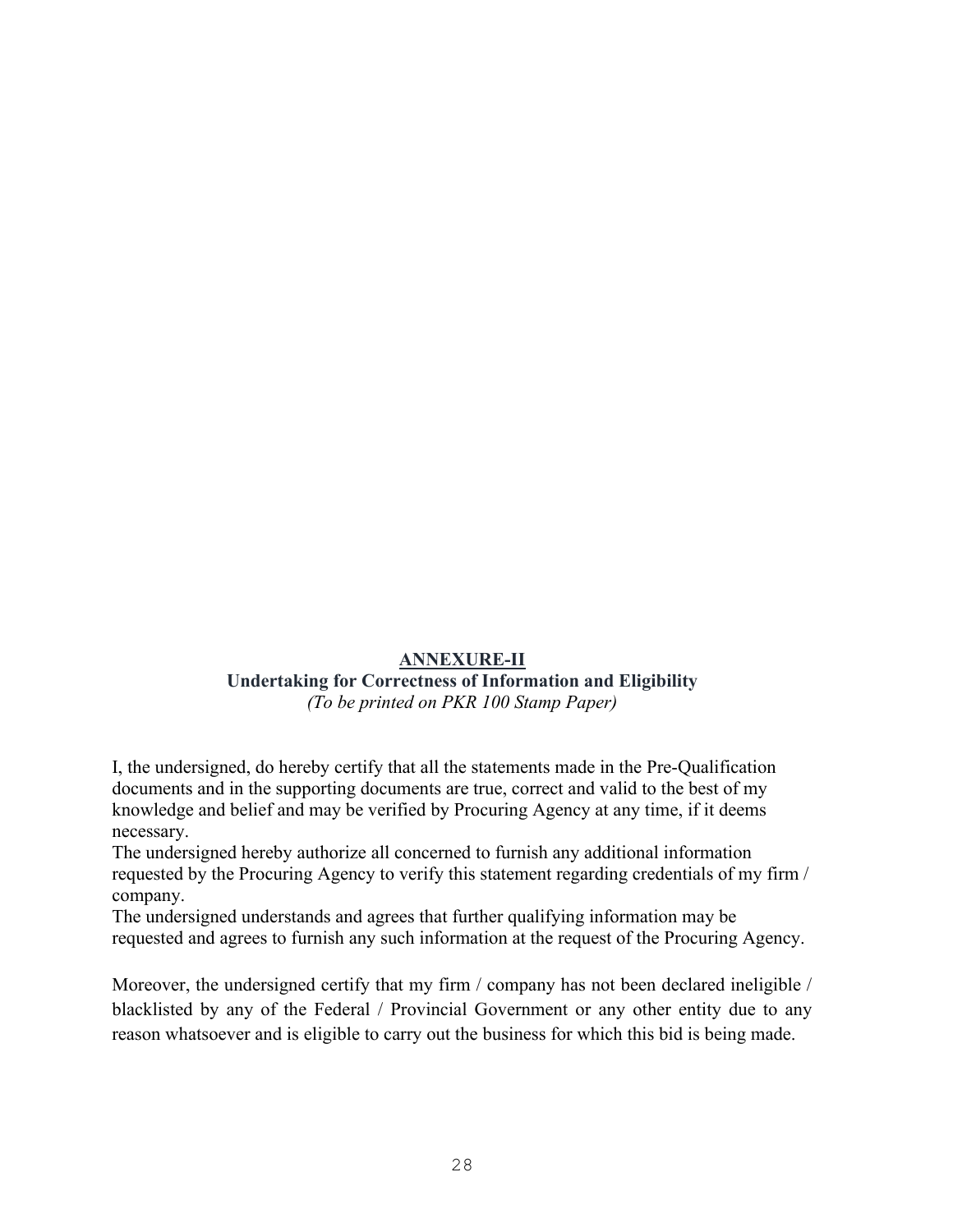# ANNEXURE-II

## Undertaking for Correctness of Information and Eligibility

*(To be printed on PKR 100 Stamp Paper)*

I, the undersigned, do hereby certify that all the statements made in the Pre-Qualification documents and in the supporting documents are true, correct and valid to the best of my knowledge and belief and may be verified by Procuring Agency at any time, if it deems necessary.
The undersigned hereby authorize all concerned to furnish any additional information requested by the Procuring Agency to verify this statement regarding credentials of my firm / company.
The undersigned understands and agrees that further qualifying information may be requested and agrees to furnish any such information at the request of the Procuring Agency.

Moreover, the undersigned certify that my firm / company has not been declared ineligible / blacklisted by any of the Federal / Provincial Government or any other entity due to any reason whatsoever and is eligible to carry out the business for which this bid is being made.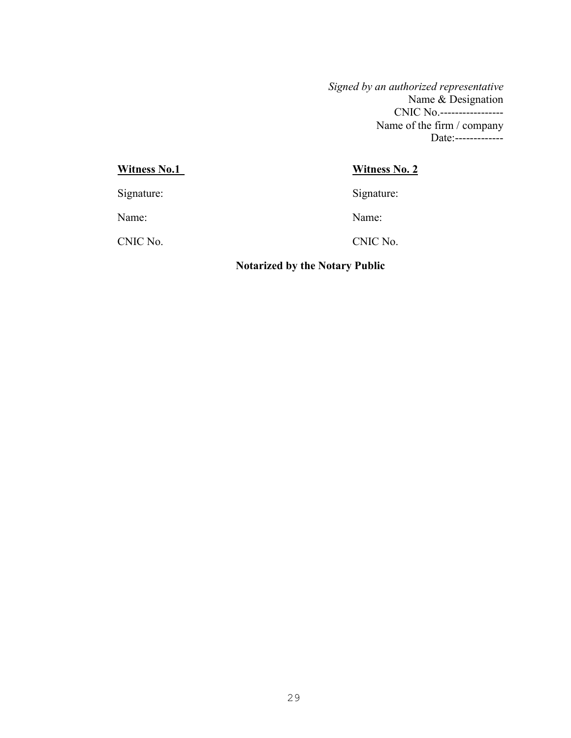*Signed by an authorized representative*
Name & Designation
CNIC No.-----------------
Name of the firm / company
Date:-------------

| | |
|---|---|
| **Witness No.1** | **Witness No. 2** |
| Signature: | Signature: |
| Name: | Name: |
| CNIC No. | CNIC No. |

**Notarized by the Notary Public**